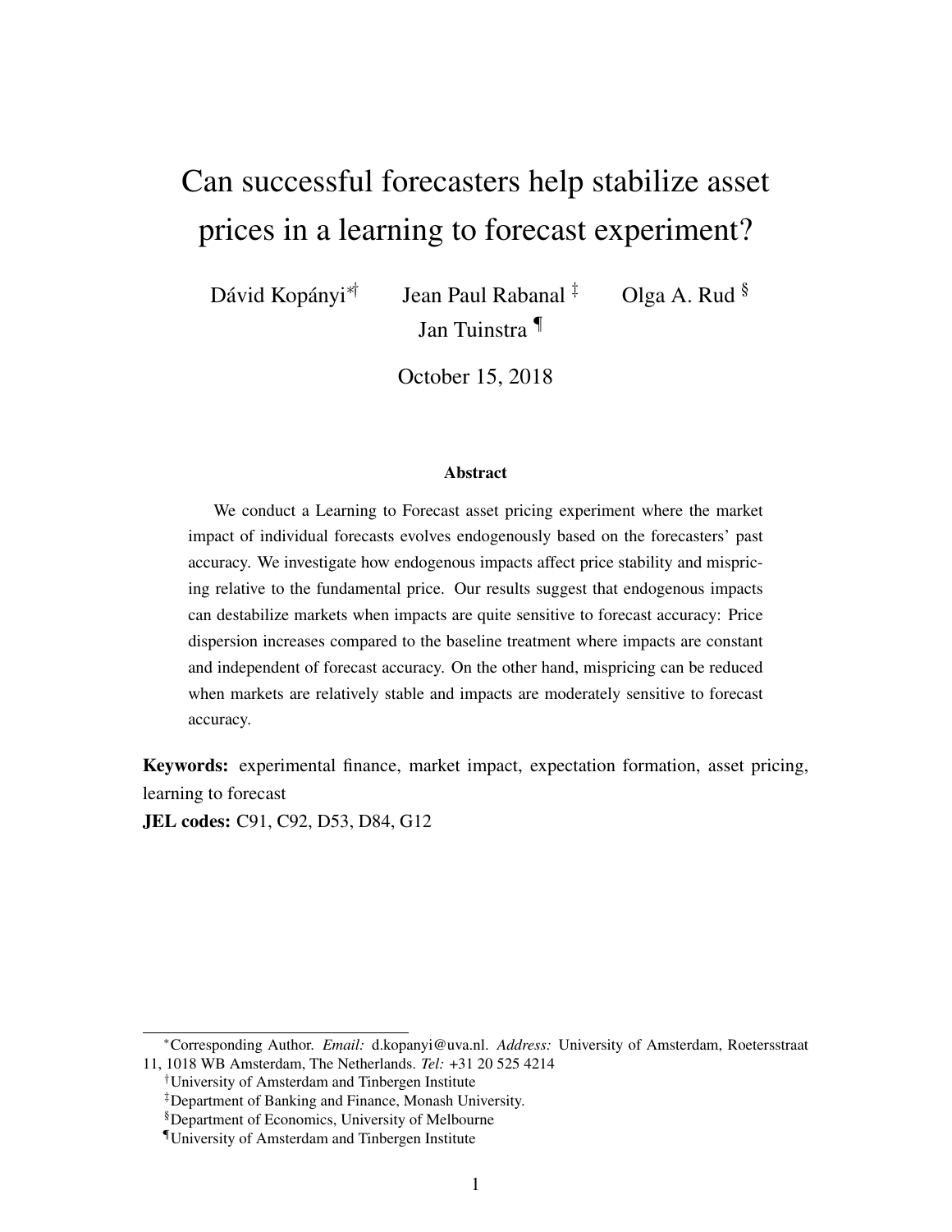# Can successful forecasters help stabilize asset prices in a learning to forecast experiment?

Dávid Kopányi[*][†] Jean Paul Rabanal [‡] Olga A. Rud [§]
Jan Tuinstra [¶]

October 15, 2018

## Abstract

We conduct a Learning to Forecast asset pricing experiment where the market impact of individual forecasts evolves endogenously based on the forecasters' past accuracy. We investigate how endogenous impacts affect price stability and mispricing relative to the fundamental price. Our results suggest that endogenous impacts can destabilize markets when impacts are quite sensitive to forecast accuracy: Price dispersion increases compared to the baseline treatment where impacts are constant and independent of forecast accuracy. On the other hand, mispricing can be reduced when markets are relatively stable and impacts are moderately sensitive to forecast accuracy.

**Keywords:** experimental finance, market impact, expectation formation, asset pricing, learning to forecast

**JEL codes:** C91, C92, D53, D84, G12

---

[*] Corresponding Author. *Email:* d.kopanyi@uva.nl. *Address:* University of Amsterdam, Roetersstraat 11, 1018 WB Amsterdam, The Netherlands. *Tel:* +31 20 525 4214

[†] University of Amsterdam and Tinbergen Institute

[‡] Department of Banking and Finance, Monash University.

[§] Department of Economics, University of Melbourne

[¶] University of Amsterdam and Tinbergen Institute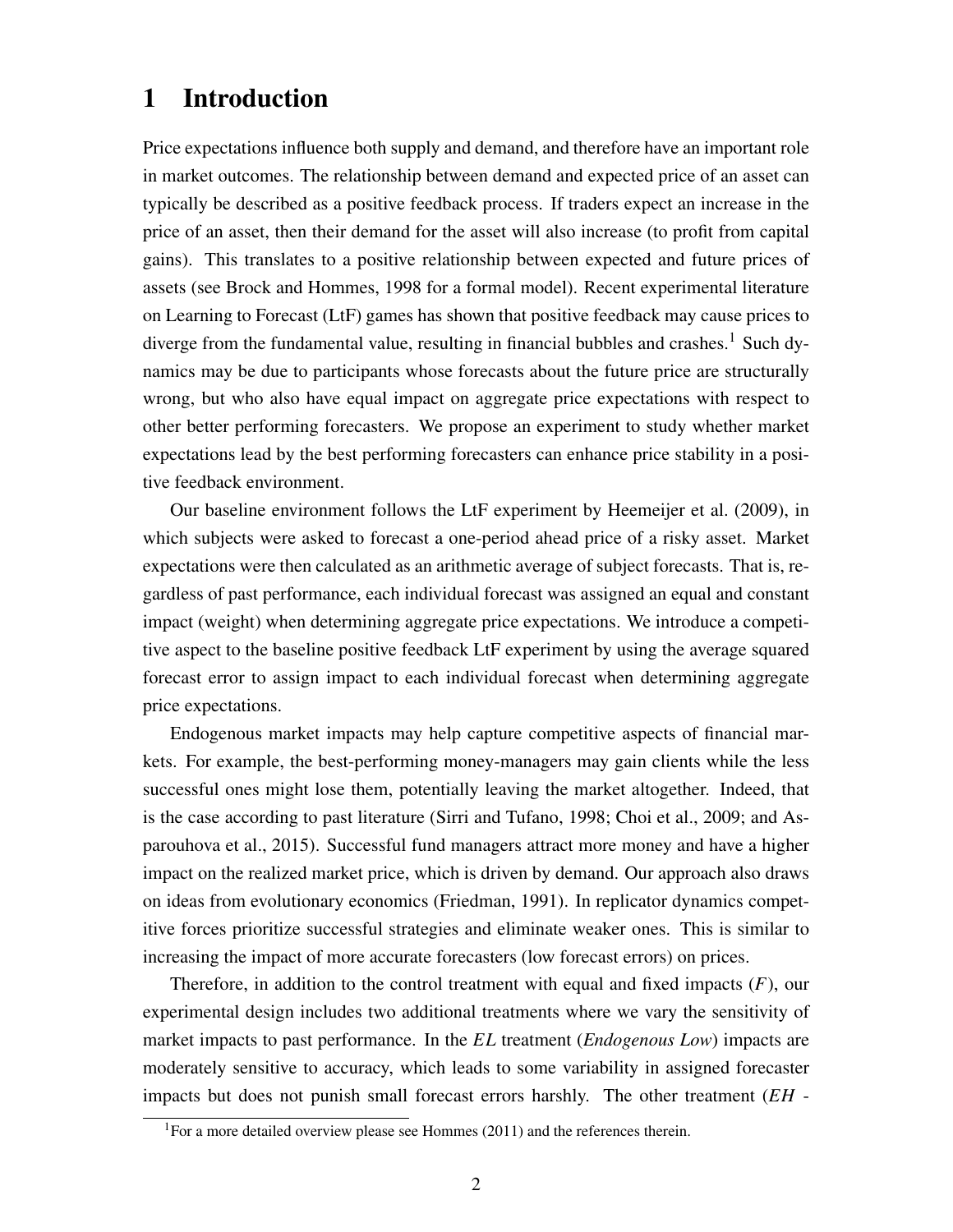# 1 Introduction

Price expectations influence both supply and demand, and therefore have an important role in market outcomes. The relationship between demand and expected price of an asset can typically be described as a positive feedback process. If traders expect an increase in the price of an asset, then their demand for the asset will also increase (to profit from capital gains). This translates to a positive relationship between expected and future prices of assets (see Brock and Hommes, 1998 for a formal model). Recent experimental literature on Learning to Forecast (LtF) games has shown that positive feedback may cause prices to diverge from the fundamental value, resulting in financial bubbles and crashes.[1] Such dynamics may be due to participants whose forecasts about the future price are structurally wrong, but who also have equal impact on aggregate price expectations with respect to other better performing forecasters. We propose an experiment to study whether market expectations lead by the best performing forecasters can enhance price stability in a positive feedback environment.

Our baseline environment follows the LtF experiment by Heemeijer et al. (2009), in which subjects were asked to forecast a one-period ahead price of a risky asset. Market expectations were then calculated as an arithmetic average of subject forecasts. That is, regardless of past performance, each individual forecast was assigned an equal and constant impact (weight) when determining aggregate price expectations. We introduce a competitive aspect to the baseline positive feedback LtF experiment by using the average squared forecast error to assign impact to each individual forecast when determining aggregate price expectations.

Endogenous market impacts may help capture competitive aspects of financial markets. For example, the best-performing money-managers may gain clients while the less successful ones might lose them, potentially leaving the market altogether. Indeed, that is the case according to past literature (Sirri and Tufano, 1998; Choi et al., 2009; and Asparouhova et al., 2015). Successful fund managers attract more money and have a higher impact on the realized market price, which is driven by demand. Our approach also draws on ideas from evolutionary economics (Friedman, 1991). In replicator dynamics competitive forces prioritize successful strategies and eliminate weaker ones. This is similar to increasing the impact of more accurate forecasters (low forecast errors) on prices.

Therefore, in addition to the control treatment with equal and fixed impacts ($F$), our experimental design includes two additional treatments where we vary the sensitivity of market impacts to past performance. In the *EL* treatment (*Endogenous Low*) impacts are moderately sensitive to accuracy, which leads to some variability in assigned forecaster impacts but does not punish small forecast errors harshly. The other treatment (*EH* -

[1] For a more detailed overview please see Hommes (2011) and the references therein.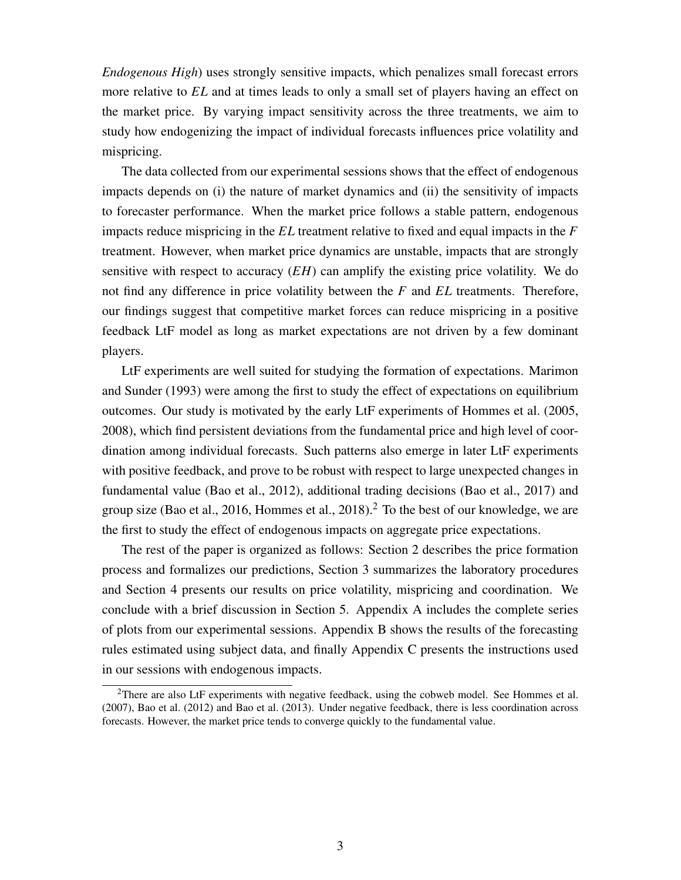*Endogenous High*) uses strongly sensitive impacts, which penalizes small forecast errors more relative to *EL* and at times leads to only a small set of players having an effect on the market price. By varying impact sensitivity across the three treatments, we aim to study how endogenizing the impact of individual forecasts influences price volatility and mispricing.

The data collected from our experimental sessions shows that the effect of endogenous impacts depends on (i) the nature of market dynamics and (ii) the sensitivity of impacts to forecaster performance. When the market price follows a stable pattern, endogenous impacts reduce mispricing in the *EL* treatment relative to fixed and equal impacts in the *F* treatment. However, when market price dynamics are unstable, impacts that are strongly sensitive with respect to accuracy (*EH*) can amplify the existing price volatility. We do not find any difference in price volatility between the *F* and *EL* treatments. Therefore, our findings suggest that competitive market forces can reduce mispricing in a positive feedback LtF model as long as market expectations are not driven by a few dominant players.

LtF experiments are well suited for studying the formation of expectations. Marimon and Sunder (1993) were among the first to study the effect of expectations on equilibrium outcomes. Our study is motivated by the early LtF experiments of Hommes et al. (2005, 2008), which find persistent deviations from the fundamental price and high level of coordination among individual forecasts. Such patterns also emerge in later LtF experiments with positive feedback, and prove to be robust with respect to large unexpected changes in fundamental value (Bao et al., 2012), additional trading decisions (Bao et al., 2017) and group size (Bao et al., 2016, Hommes et al., 2018).[2] To the best of our knowledge, we are the first to study the effect of endogenous impacts on aggregate price expectations.

The rest of the paper is organized as follows: Section 2 describes the price formation process and formalizes our predictions, Section 3 summarizes the laboratory procedures and Section 4 presents our results on price volatility, mispricing and coordination. We conclude with a brief discussion in Section 5. Appendix A includes the complete series of plots from our experimental sessions. Appendix B shows the results of the forecasting rules estimated using subject data, and finally Appendix C presents the instructions used in our sessions with endogenous impacts.

[2] There are also LtF experiments with negative feedback, using the cobweb model. See Hommes et al. (2007), Bao et al. (2012) and Bao et al. (2013). Under negative feedback, there is less coordination across forecasts. However, the market price tends to converge quickly to the fundamental value.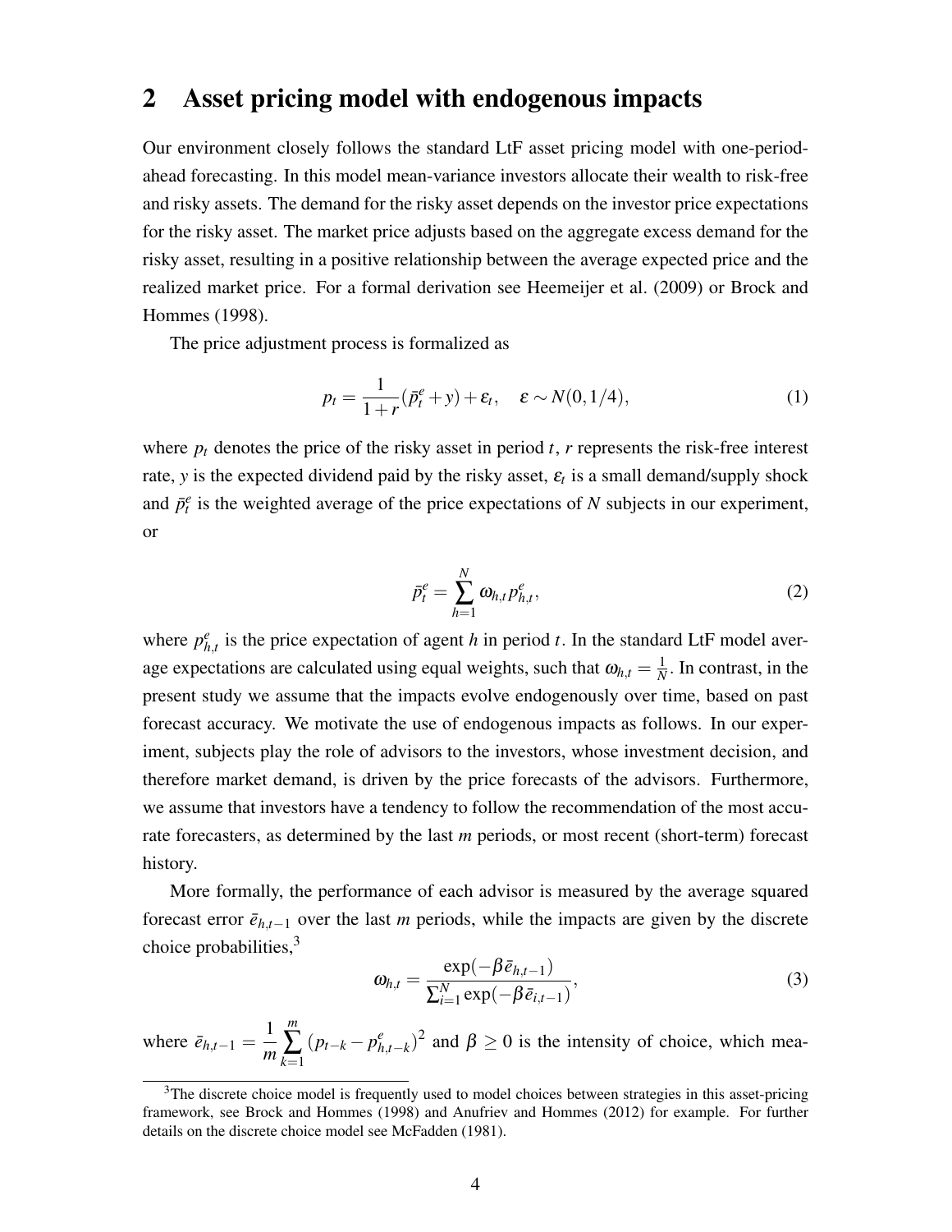## 2 Asset pricing model with endogenous impacts

Our environment closely follows the standard LtF asset pricing model with one-period-ahead forecasting. In this model mean-variance investors allocate their wealth to risk-free and risky assets. The demand for the risky asset depends on the investor price expectations for the risky asset. The market price adjusts based on the aggregate excess demand for the risky asset, resulting in a positive relationship between the average expected price and the realized market price. For a formal derivation see Heemeijer et al. (2009) or Brock and Hommes (1998).

The price adjustment process is formalized as

$$p_t = \frac{1}{1+r}(\bar{p}^e_t + y) + \varepsilon_t, \quad \varepsilon \sim N(0, 1/4), \tag{1}$$

where $p_t$ denotes the price of the risky asset in period $t$, $r$ represents the risk-free interest rate, $y$ is the expected dividend paid by the risky asset, $\varepsilon_t$ is a small demand/supply shock and $\bar{p}^e_t$ is the weighted average of the price expectations of $N$ subjects in our experiment, or

$$\bar{p}^e_t = \sum_{h=1}^{N} \omega_{h,t} p^e_{h,t}, \tag{2}$$

where $p^e_{h,t}$ is the price expectation of agent $h$ in period $t$. In the standard LtF model average expectations are calculated using equal weights, such that $\omega_{h,t} = \frac{1}{N}$. In contrast, in the present study we assume that the impacts evolve endogenously over time, based on past forecast accuracy. We motivate the use of endogenous impacts as follows. In our experiment, subjects play the role of advisors to the investors, whose investment decision, and therefore market demand, is driven by the price forecasts of the advisors. Furthermore, we assume that investors have a tendency to follow the recommendation of the most accurate forecasters, as determined by the last $m$ periods, or most recent (short-term) forecast history.

More formally, the performance of each advisor is measured by the average squared forecast error $\bar{e}_{h,t-1}$ over the last $m$ periods, while the impacts are given by the discrete choice probabilities,[3]

$$\omega_{h,t} = \frac{\exp(-\beta \bar{e}_{h,t-1})}{\sum_{i=1}^{N} \exp(-\beta \bar{e}_{i,t-1})}, \tag{3}$$

where $\bar{e}_{h,t-1} = \frac{1}{m} \sum_{k=1}^{m} (p_{t-k} - p^e_{h,t-k})^2$ and $\beta \geq 0$ is the intensity of choice, which mea-

[3]The discrete choice model is frequently used to model choices between strategies in this asset-pricing framework, see Brock and Hommes (1998) and Anufriev and Hommes (2012) for example. For further details on the discrete choice model see McFadden (1981).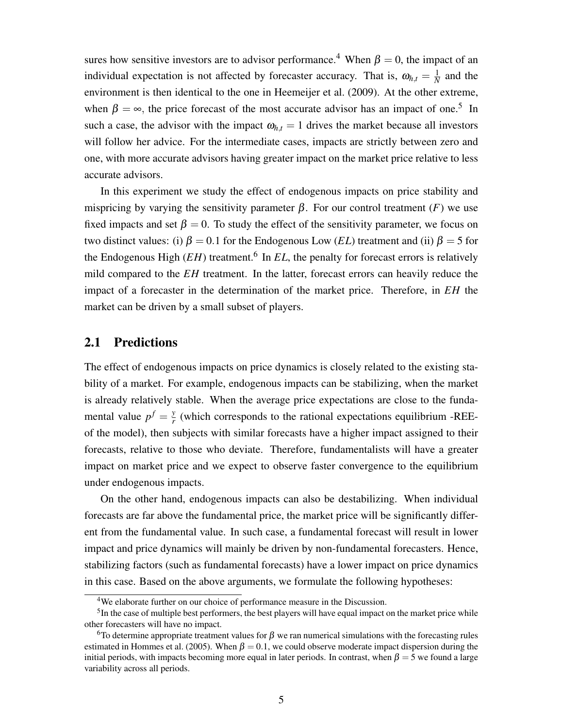sures how sensitive investors are to advisor performance.[4] When $\beta = 0$, the impact of an individual expectation is not affected by forecaster accuracy. That is, $\omega_{h,t} = \frac{1}{N}$ and the environment is then identical to the one in Heemeijer et al. (2009). At the other extreme, when $\beta = \infty$, the price forecast of the most accurate advisor has an impact of one.[5] In such a case, the advisor with the impact $\omega_{h,t} = 1$ drives the market because all investors will follow her advice. For the intermediate cases, impacts are strictly between zero and one, with more accurate advisors having greater impact on the market price relative to less accurate advisors.

In this experiment we study the effect of endogenous impacts on price stability and mispricing by varying the sensitivity parameter $\beta$. For our control treatment ($F$) we use fixed impacts and set $\beta = 0$. To study the effect of the sensitivity parameter, we focus on two distinct values: (i) $\beta = 0.1$ for the Endogenous Low ($EL$) treatment and (ii) $\beta = 5$ for the Endogenous High ($EH$) treatment.[6] In $EL$, the penalty for forecast errors is relatively mild compared to the $EH$ treatment. In the latter, forecast errors can heavily reduce the impact of a forecaster in the determination of the market price. Therefore, in $EH$ the market can be driven by a small subset of players.

## 2.1 Predictions

The effect of endogenous impacts on price dynamics is closely related to the existing stability of a market. For example, endogenous impacts can be stabilizing, when the market is already relatively stable. When the average price expectations are close to the fundamental value $p^f = \frac{y}{r}$ (which corresponds to the rational expectations equilibrium -REE- of the model), then subjects with similar forecasts have a higher impact assigned to their forecasts, relative to those who deviate. Therefore, fundamentalists will have a greater impact on market price and we expect to observe faster convergence to the equilibrium under endogenous impacts.

On the other hand, endogenous impacts can also be destabilizing. When individual forecasts are far above the fundamental price, the market price will be significantly different from the fundamental value. In such case, a fundamental forecast will result in lower impact and price dynamics will mainly be driven by non-fundamental forecasters. Hence, stabilizing factors (such as fundamental forecasts) have a lower impact on price dynamics in this case. Based on the above arguments, we formulate the following hypotheses:

[4] We elaborate further on our choice of performance measure in the Discussion.

[5] In the case of multiple best performers, the best players will have equal impact on the market price while other forecasters will have no impact.

[6] To determine appropriate treatment values for $\beta$ we ran numerical simulations with the forecasting rules estimated in Hommes et al. (2005). When $\beta = 0.1$, we could observe moderate impact dispersion during the initial periods, with impacts becoming more equal in later periods. In contrast, when $\beta = 5$ we found a large variability across all periods.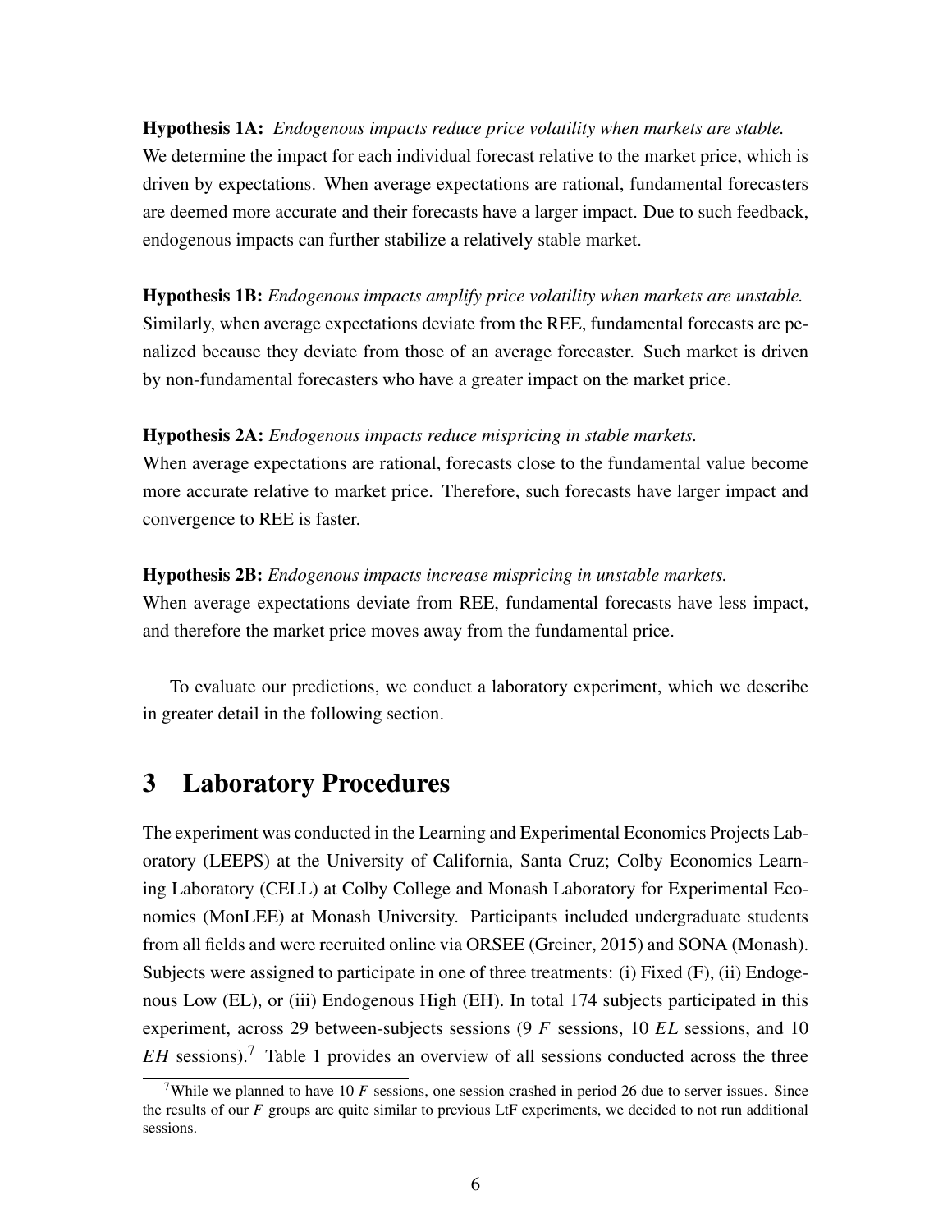**Hypothesis 1A:** *Endogenous impacts reduce price volatility when markets are stable.*
We determine the impact for each individual forecast relative to the market price, which is driven by expectations. When average expectations are rational, fundamental forecasters are deemed more accurate and their forecasts have a larger impact. Due to such feedback, endogenous impacts can further stabilize a relatively stable market.

**Hypothesis 1B:** *Endogenous impacts amplify price volatility when markets are unstable.*
Similarly, when average expectations deviate from the REE, fundamental forecasts are penalized because they deviate from those of an average forecaster. Such market is driven by non-fundamental forecasters who have a greater impact on the market price.

**Hypothesis 2A:** *Endogenous impacts reduce mispricing in stable markets.*
When average expectations are rational, forecasts close to the fundamental value become more accurate relative to market price. Therefore, such forecasts have larger impact and convergence to REE is faster.

**Hypothesis 2B:** *Endogenous impacts increase mispricing in unstable markets.*
When average expectations deviate from REE, fundamental forecasts have less impact, and therefore the market price moves away from the fundamental price.

To evaluate our predictions, we conduct a laboratory experiment, which we describe in greater detail in the following section.

# 3 Laboratory Procedures

The experiment was conducted in the Learning and Experimental Economics Projects Laboratory (LEEPS) at the University of California, Santa Cruz; Colby Economics Learning Laboratory (CELL) at Colby College and Monash Laboratory for Experimental Economics (MonLEE) at Monash University. Participants included undergraduate students from all fields and were recruited online via ORSEE (Greiner, 2015) and SONA (Monash). Subjects were assigned to participate in one of three treatments: (i) Fixed (F), (ii) Endogenous Low (EL), or (iii) Endogenous High (EH). In total 174 subjects participated in this experiment, across 29 between-subjects sessions (9 *F* sessions, 10 *EL* sessions, and 10 *EH* sessions).[7] Table 1 provides an overview of all sessions conducted across the three

[7] While we planned to have 10 *F* sessions, one session crashed in period 26 due to server issues. Since the results of our *F* groups are quite similar to previous LtF experiments, we decided to not run additional sessions.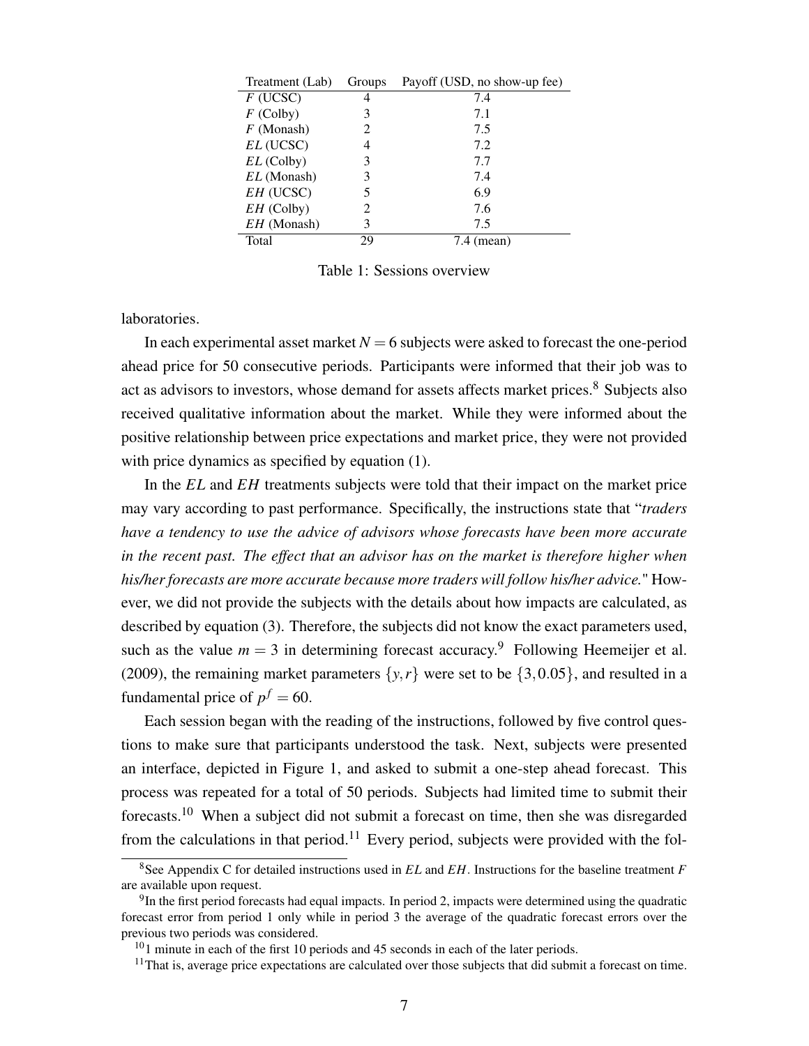| Treatment (Lab) | Groups | Payoff (USD, no show-up fee) |
|---|---|---|
| *F* (UCSC) | 4 | 7.4 |
| *F* (Colby) | 3 | 7.1 |
| *F* (Monash) | 2 | 7.5 |
| *EL* (UCSC) | 4 | 7.2 |
| *EL* (Colby) | 3 | 7.7 |
| *EL* (Monash) | 3 | 7.4 |
| *EH* (UCSC) | 5 | 6.9 |
| *EH* (Colby) | 2 | 7.6 |
| *EH* (Monash) | 3 | 7.5 |
| Total | 29 | 7.4 (mean) |

Table 1: Sessions overview

laboratories.

In each experimental asset market $N = 6$ subjects were asked to forecast the one-period ahead price for 50 consecutive periods. Participants were informed that their job was to act as advisors to investors, whose demand for assets affects market prices.[8] Subjects also received qualitative information about the market. While they were informed about the positive relationship between price expectations and market price, they were not provided with price dynamics as specified by equation (1).

In the *EL* and *EH* treatments subjects were told that their impact on the market price may vary according to past performance. Specifically, the instructions state that "*traders have a tendency to use the advice of advisors whose forecasts have been more accurate in the recent past. The effect that an advisor has on the market is therefore higher when his/her forecasts are more accurate because more traders will follow his/her advice.*" However, we did not provide the subjects with the details about how impacts are calculated, as described by equation (3). Therefore, the subjects did not know the exact parameters used, such as the value $m = 3$ in determining forecast accuracy.[9] Following Heemeijer et al. (2009), the remaining market parameters $\{y, r\}$ were set to be $\{3, 0.05\}$, and resulted in a fundamental price of $p^f = 60$.

Each session began with the reading of the instructions, followed by five control questions to make sure that participants understood the task. Next, subjects were presented an interface, depicted in Figure 1, and asked to submit a one-step ahead forecast. This process was repeated for a total of 50 periods. Subjects had limited time to submit their forecasts.[10] When a subject did not submit a forecast on time, then she was disregarded from the calculations in that period.[11] Every period, subjects were provided with the fol-

[8] See Appendix C for detailed instructions used in *EL* and *EH*. Instructions for the baseline treatment *F* are available upon request.

[9] In the first period forecasts had equal impacts. In period 2, impacts were determined using the quadratic forecast error from period 1 only while in period 3 the average of the quadratic forecast errors over the previous two periods was considered.

[10] 1 minute in each of the first 10 periods and 45 seconds in each of the later periods.

[11] That is, average price expectations are calculated over those subjects that did submit a forecast on time.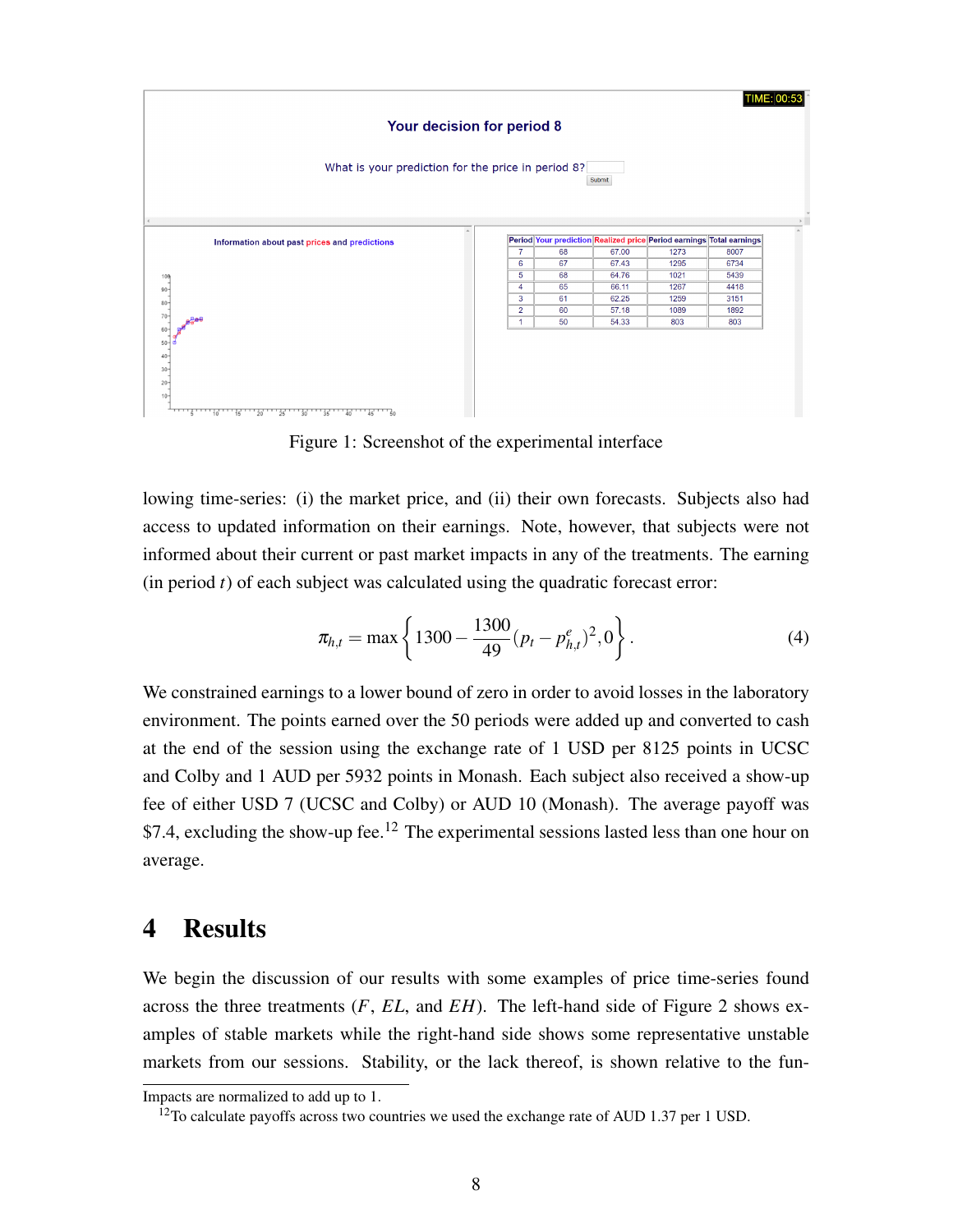Figure 1: Screenshot of the experimental interface

lowing time-series: (i) the market price, and (ii) their own forecasts. Subjects also had access to updated information on their earnings. Note, however, that subjects were not informed about their current or past market impacts in any of the treatments. The earning (in period $t$) of each subject was calculated using the quadratic forecast error:

$$\pi_{h,t} = \max\left\{1300 - \frac{1300}{49}(p_t - p^e_{h,t})^2, 0\right\}. \tag{4}$$

We constrained earnings to a lower bound of zero in order to avoid losses in the laboratory environment. The points earned over the 50 periods were added up and converted to cash at the end of the session using the exchange rate of 1 USD per 8125 points in UCSC and Colby and 1 AUD per 5932 points in Monash. Each subject also received a show-up fee of either USD 7 (UCSC and Colby) or AUD 10 (Monash). The average payoff was \$7.4, excluding the show-up fee.[12] The experimental sessions lasted less than one hour on average.

# 4 Results

We begin the discussion of our results with some examples of price time-series found across the three treatments ($F$, $EL$, and $EH$). The left-hand side of Figure 2 shows examples of stable markets while the right-hand side shows some representative unstable markets from our sessions. Stability, or the lack thereof, is shown relative to the fun-

Impacts are normalized to add up to 1.

[12]To calculate payoffs across two countries we used the exchange rate of AUD 1.37 per 1 USD.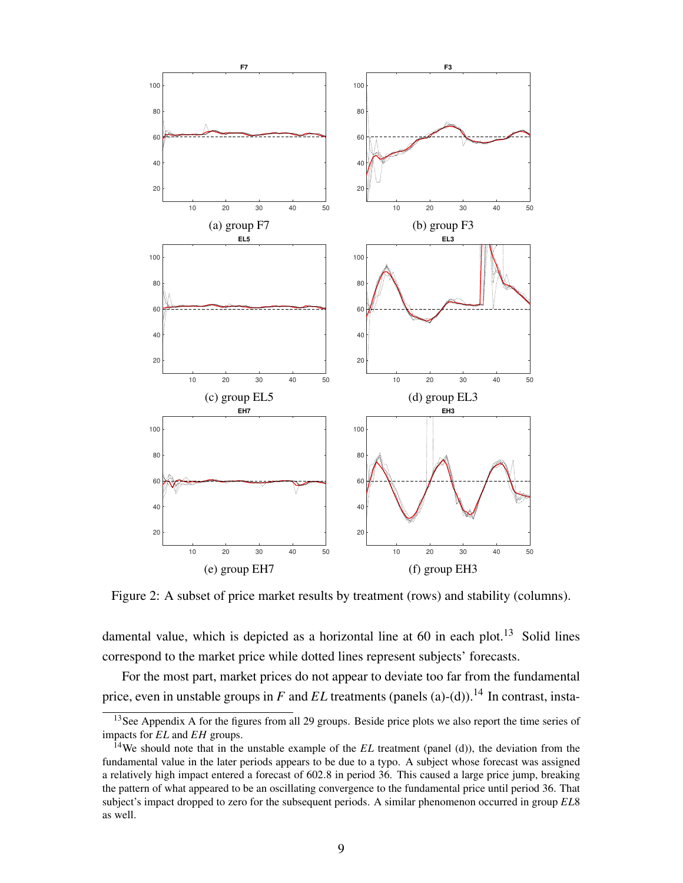(a) group F7

(b) group F3

(c) group EL5

(d) group EL3

(e) group EH7

(f) group EH3

Figure 2: A subset of price market results by treatment (rows) and stability (columns).

damental value, which is depicted as a horizontal line at 60 in each plot.[13] Solid lines correspond to the market price while dotted lines represent subjects' forecasts.

For the most part, market prices do not appear to deviate too far from the fundamental price, even in unstable groups in *F* and *EL* treatments (panels (a)-(d)).[14] In contrast, insta-

---

[13] See Appendix A for the figures from all 29 groups. Beside price plots we also report the time series of impacts for *EL* and *EH* groups.

[14] We should note that in the unstable example of the *EL* treatment (panel (d)), the deviation from the fundamental value in the later periods appears to be due to a typo. A subject whose forecast was assigned a relatively high impact entered a forecast of 602.8 in period 36. This caused a large price jump, breaking the pattern of what appeared to be an oscillating convergence to the fundamental price until period 36. That subject's impact dropped to zero for the subsequent periods. A similar phenomenon occurred in group *EL*8 as well.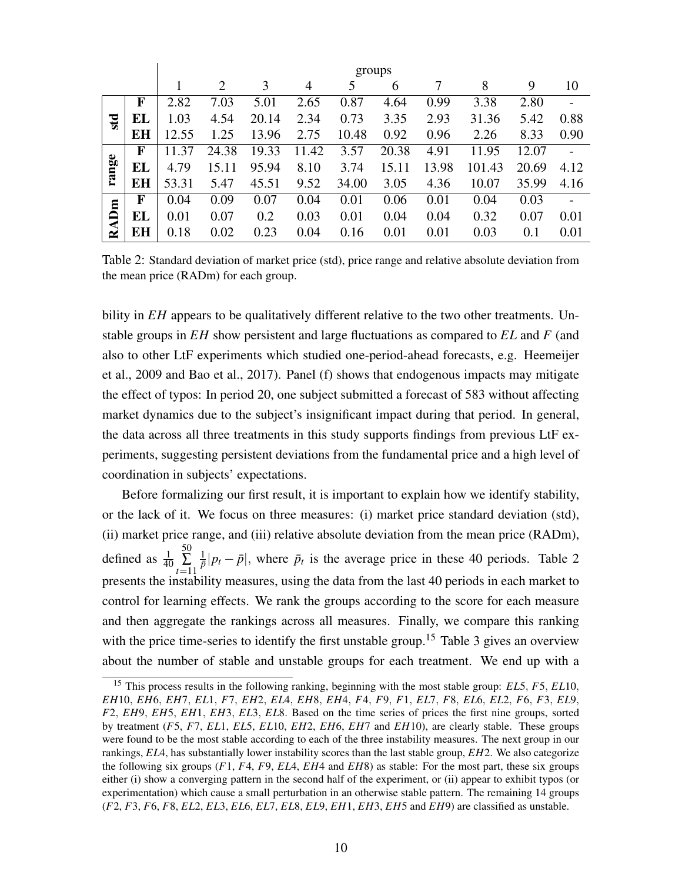| | | groups | | | | | | | | | |
|---|---|---|---|---|---|---|---|---|---|---|---|
| | | 1 | 2 | 3 | 4 | 5 | 6 | 7 | 8 | 9 | 10 |
| **std** | **F** | 2.82 | 7.03 | 5.01 | 2.65 | 0.87 | 4.64 | 0.99 | 3.38 | 2.80 | - |
| | **EL** | 1.03 | 4.54 | 20.14 | 2.34 | 0.73 | 3.35 | 2.93 | 31.36 | 5.42 | 0.88 |
| | **EH** | 12.55 | 1.25 | 13.96 | 2.75 | 10.48 | 0.92 | 0.96 | 2.26 | 8.33 | 0.90 |
| **range** | **F** | 11.37 | 24.38 | 19.33 | 11.42 | 3.57 | 20.38 | 4.91 | 11.95 | 12.07 | - |
| | **EL** | 4.79 | 15.11 | 95.94 | 8.10 | 3.74 | 15.11 | 13.98 | 101.43 | 20.69 | 4.12 |
| | **EH** | 53.31 | 5.47 | 45.51 | 9.52 | 34.00 | 3.05 | 4.36 | 10.07 | 35.99 | 4.16 |
| **RADm** | **F** | 0.04 | 0.09 | 0.07 | 0.04 | 0.01 | 0.06 | 0.01 | 0.04 | 0.03 | - |
| | **EL** | 0.01 | 0.07 | 0.2 | 0.03 | 0.01 | 0.04 | 0.04 | 0.32 | 0.07 | 0.01 |
| | **EH** | 0.18 | 0.02 | 0.23 | 0.04 | 0.16 | 0.01 | 0.01 | 0.03 | 0.1 | 0.01 |

Table 2: Standard deviation of market price (std), price range and relative absolute deviation from the mean price (RADm) for each group.

bility in *EH* appears to be qualitatively different relative to the two other treatments. Unstable groups in *EH* show persistent and large fluctuations as compared to *EL* and *F* (and also to other LtF experiments which studied one-period-ahead forecasts, e.g. Heemeijer et al., 2009 and Bao et al., 2017). Panel (f) shows that endogenous impacts may mitigate the effect of typos: In period 20, one subject submitted a forecast of 583 without affecting market dynamics due to the subject's insignificant impact during that period. In general, the data across all three treatments in this study supports findings from previous LtF experiments, suggesting persistent deviations from the fundamental price and a high level of coordination in subjects' expectations.

Before formalizing our first result, it is important to explain how we identify stability, or the lack of it. We focus on three measures: (i) market price standard deviation (std), (ii) market price range, and (iii) relative absolute deviation from the mean price (RADm), defined as $\frac{1}{40}\sum_{t=11}^{50}\frac{1}{\bar{p}}|p_t - \bar{p}|$, where $\bar{p}_t$ is the average price in these 40 periods. Table 2 presents the instability measures, using the data from the last 40 periods in each market to control for learning effects. We rank the groups according to the score for each measure and then aggregate the rankings across all measures. Finally, we compare this ranking with the price time-series to identify the first unstable group.[15] Table 3 gives an overview about the number of stable and unstable groups for each treatment. We end up with a

[15] This process results in the following ranking, beginning with the most stable group: *EL*5, *F*5, *EL*10, *EH*10, *EH*6, *EH*7, *EL*1, *F*7, *EH*2, *EL*4, *EH*8, *EH*4, *F*4, *F*9, *F*1, *EL*7, *F*8, *EL*6, *EL*2, *F*6, *F*3, *EL*9, *F*2, *EH*9, *EH*5, *EH*1, *EH*3, *EL*3, *EL*8. Based on the time series of prices the first nine groups, sorted by treatment (*F*5, *F*7, *EL*1, *EL*5, *EL*10, *EH*2, *EH*6, *EH*7 and *EH*10), are clearly stable. These groups were found to be the most stable according to each of the three instability measures. The next group in our rankings, *EL*4, has substantially lower instability scores than the last stable group, *EH*2. We also categorize the following six groups (*F*1, *F*4, *F*9, *EL*4, *EH*4 and *EH*8) as stable: For the most part, these six groups either (i) show a converging pattern in the second half of the experiment, or (ii) appear to exhibit typos (or experimentation) which cause a small perturbation in an otherwise stable pattern. The remaining 14 groups (*F*2, *F*3, *F*6, *F*8, *EL*2, *EL*3, *EL*6, *EL*7, *EL*8, *EL*9, *EH*1, *EH*3, *EH*5 and *EH*9) are classified as unstable.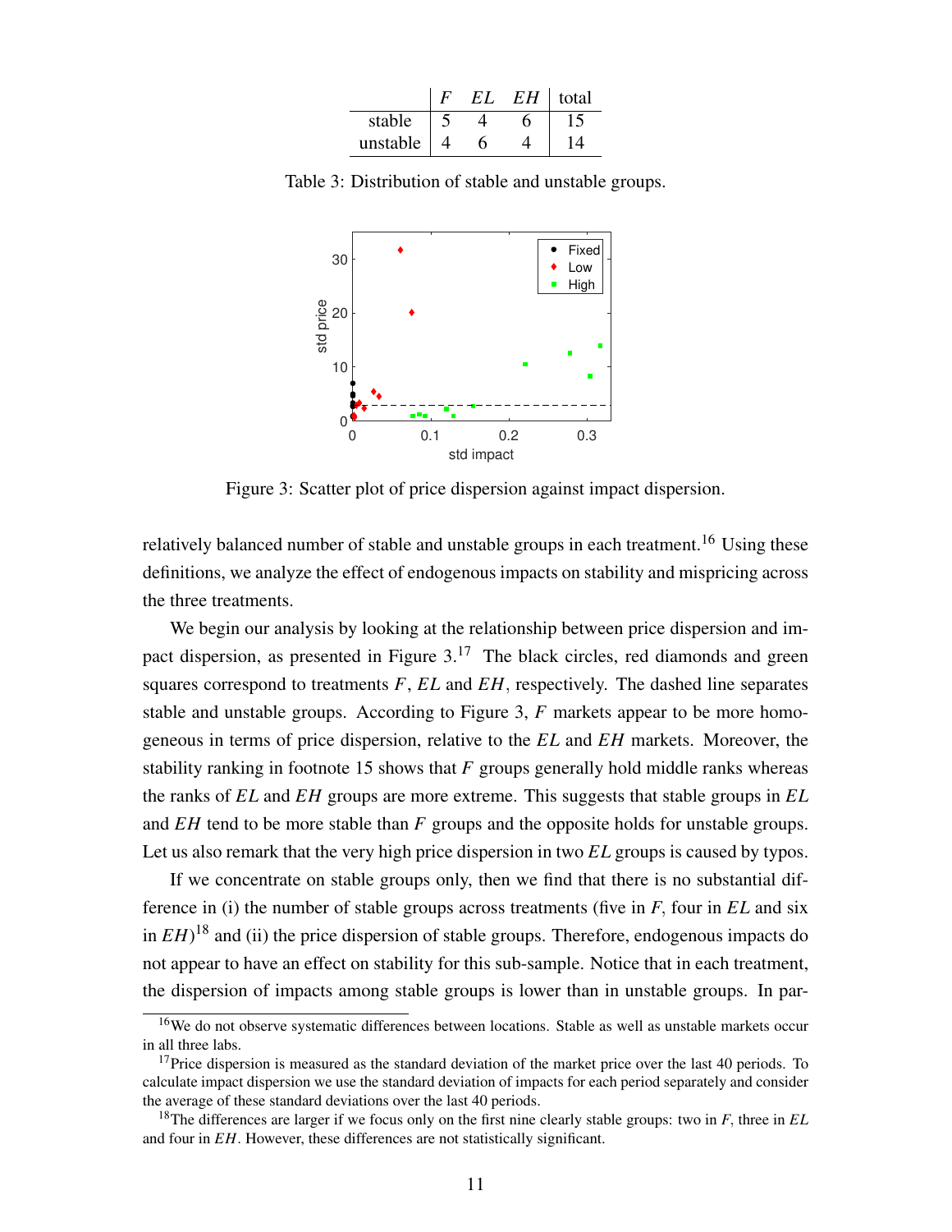|  | *F* | *EL* | *EH* | total |
|---|---|---|---|---|
| stable | 5 | 4 | 6 | 15 |
| unstable | 4 | 6 | 4 | 14 |

Table 3: Distribution of stable and unstable groups.

Figure 3: Scatter plot of price dispersion against impact dispersion.

relatively balanced number of stable and unstable groups in each treatment.[16] Using these definitions, we analyze the effect of endogenous impacts on stability and mispricing across the three treatments.

We begin our analysis by looking at the relationship between price dispersion and impact dispersion, as presented in Figure 3.[17] The black circles, red diamonds and green squares correspond to treatments *F*, *EL* and *EH*, respectively. The dashed line separates stable and unstable groups. According to Figure 3, *F* markets appear to be more homogeneous in terms of price dispersion, relative to the *EL* and *EH* markets. Moreover, the stability ranking in footnote 15 shows that *F* groups generally hold middle ranks whereas the ranks of *EL* and *EH* groups are more extreme. This suggests that stable groups in *EL* and *EH* tend to be more stable than *F* groups and the opposite holds for unstable groups. Let us also remark that the very high price dispersion in two *EL* groups is caused by typos.

If we concentrate on stable groups only, then we find that there is no substantial difference in (i) the number of stable groups across treatments (five in *F*, four in *EL* and six in *EH*)[18] and (ii) the price dispersion of stable groups. Therefore, endogenous impacts do not appear to have an effect on stability for this sub-sample. Notice that in each treatment, the dispersion of impacts among stable groups is lower than in unstable groups. In par-

---

[16] We do not observe systematic differences between locations. Stable as well as unstable markets occur in all three labs.

[17] Price dispersion is measured as the standard deviation of the market price over the last 40 periods. To calculate impact dispersion we use the standard deviation of impacts for each period separately and consider the average of these standard deviations over the last 40 periods.

[18] The differences are larger if we focus only on the first nine clearly stable groups: two in *F*, three in *EL* and four in *EH*. However, these differences are not statistically significant.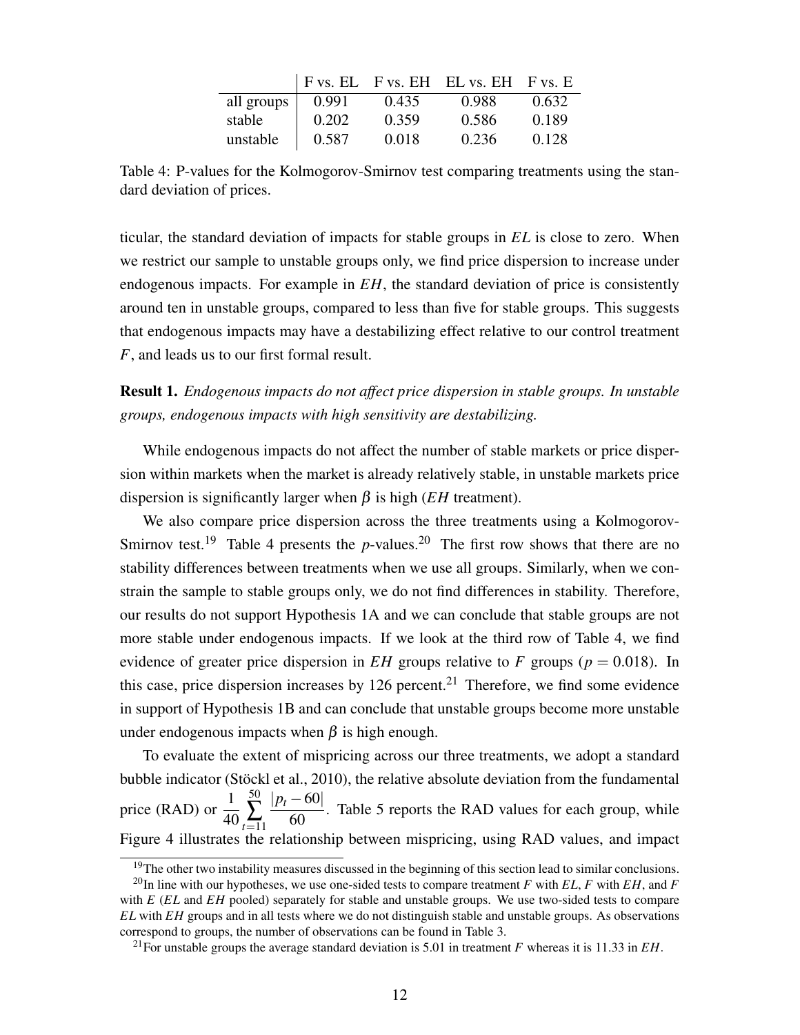| | F vs. EL | F vs. EH | EL vs. EH | F vs. E |
|---|---|---|---|---|
| all groups | 0.991 | 0.435 | 0.988 | 0.632 |
| stable | 0.202 | 0.359 | 0.586 | 0.189 |
| unstable | 0.587 | 0.018 | 0.236 | 0.128 |

Table 4: P-values for the Kolmogorov-Smirnov test comparing treatments using the standard deviation of prices.

ticular, the standard deviation of impacts for stable groups in *EL* is close to zero. When we restrict our sample to unstable groups only, we find price dispersion to increase under endogenous impacts. For example in *EH*, the standard deviation of price is consistently around ten in unstable groups, compared to less than five for stable groups. This suggests that endogenous impacts may have a destabilizing effect relative to our control treatment *F*, and leads us to our first formal result.

**Result 1.** *Endogenous impacts do not affect price dispersion in stable groups. In unstable groups, endogenous impacts with high sensitivity are destabilizing.*

While endogenous impacts do not affect the number of stable markets or price dispersion within markets when the market is already relatively stable, in unstable markets price dispersion is significantly larger when $\beta$ is high (*EH* treatment).

We also compare price dispersion across the three treatments using a Kolmogorov-Smirnov test.[19] Table 4 presents the *p*-values.[20] The first row shows that there are no stability differences between treatments when we use all groups. Similarly, when we constrain the sample to stable groups only, we do not find differences in stability. Therefore, our results do not support Hypothesis 1A and we can conclude that stable groups are not more stable under endogenous impacts. If we look at the third row of Table 4, we find evidence of greater price dispersion in *EH* groups relative to *F* groups ($p = 0.018$). In this case, price dispersion increases by 126 percent.[21] Therefore, we find some evidence in support of Hypothesis 1B and can conclude that unstable groups become more unstable under endogenous impacts when $\beta$ is high enough.

To evaluate the extent of mispricing across our three treatments, we adopt a standard bubble indicator (Stöckl et al., 2010), the relative absolute deviation from the fundamental price (RAD) or $\frac{1}{40}\sum_{t=11}^{50}\frac{|p_t - 60|}{60}$. Table 5 reports the RAD values for each group, while Figure 4 illustrates the relationship between mispricing, using RAD values, and impact

[19] The other two instability measures discussed in the beginning of this section lead to similar conclusions.

[20] In line with our hypotheses, we use one-sided tests to compare treatment *F* with *EL*, *F* with *EH*, and *F* with *E* (*EL* and *EH* pooled) separately for stable and unstable groups. We use two-sided tests to compare *EL* with *EH* groups and in all tests where we do not distinguish stable and unstable groups. As observations correspond to groups, the number of observations can be found in Table 3.

[21] For unstable groups the average standard deviation is 5.01 in treatment *F* whereas it is 11.33 in *EH*.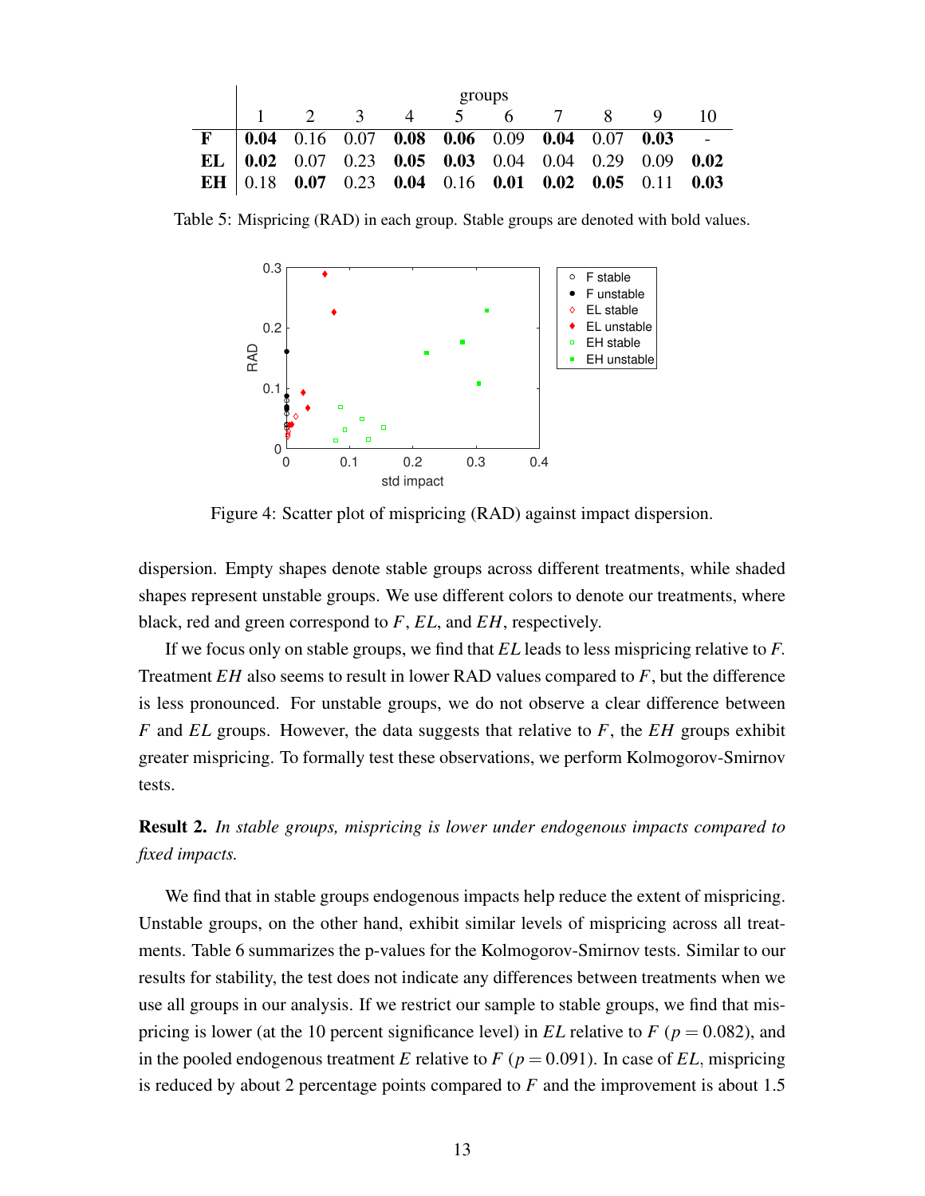| | groups | | | | | | | | | |
|---|---|---|---|---|---|---|---|---|---|---|
| | 1 | 2 | 3 | 4 | 5 | 6 | 7 | 8 | 9 | 10 |
| **F** | **0.04** | 0.16 | 0.07 | **0.08** | **0.06** | 0.09 | **0.04** | 0.07 | **0.03** | - |
| **EL** | **0.02** | 0.07 | 0.23 | **0.05** | **0.03** | 0.04 | 0.04 | 0.29 | 0.09 | **0.02** |
| **EH** | 0.18 | **0.07** | 0.23 | **0.04** | 0.16 | **0.01** | **0.02** | **0.05** | 0.11 | **0.03** |

Table 5: Mispricing (RAD) in each group. Stable groups are denoted with bold values.

Figure 4: Scatter plot of mispricing (RAD) against impact dispersion.

dispersion. Empty shapes denote stable groups across different treatments, while shaded shapes represent unstable groups. We use different colors to denote our treatments, where black, red and green correspond to $F$, $EL$, and $EH$, respectively.

If we focus only on stable groups, we find that $EL$ leads to less mispricing relative to $F$. Treatment $EH$ also seems to result in lower RAD values compared to $F$, but the difference is less pronounced. For unstable groups, we do not observe a clear difference between $F$ and $EL$ groups. However, the data suggests that relative to $F$, the $EH$ groups exhibit greater mispricing. To formally test these observations, we perform Kolmogorov-Smirnov tests.

**Result 2.** *In stable groups, mispricing is lower under endogenous impacts compared to fixed impacts.*

We find that in stable groups endogenous impacts help reduce the extent of mispricing. Unstable groups, on the other hand, exhibit similar levels of mispricing across all treatments. Table 6 summarizes the p-values for the Kolmogorov-Smirnov tests. Similar to our results for stability, the test does not indicate any differences between treatments when we use all groups in our analysis. If we restrict our sample to stable groups, we find that mispricing is lower (at the 10 percent significance level) in $EL$ relative to $F$ ($p = 0.082$), and in the pooled endogenous treatment $E$ relative to $F$ ($p = 0.091$). In case of $EL$, mispricing is reduced by about 2 percentage points compared to $F$ and the improvement is about 1.5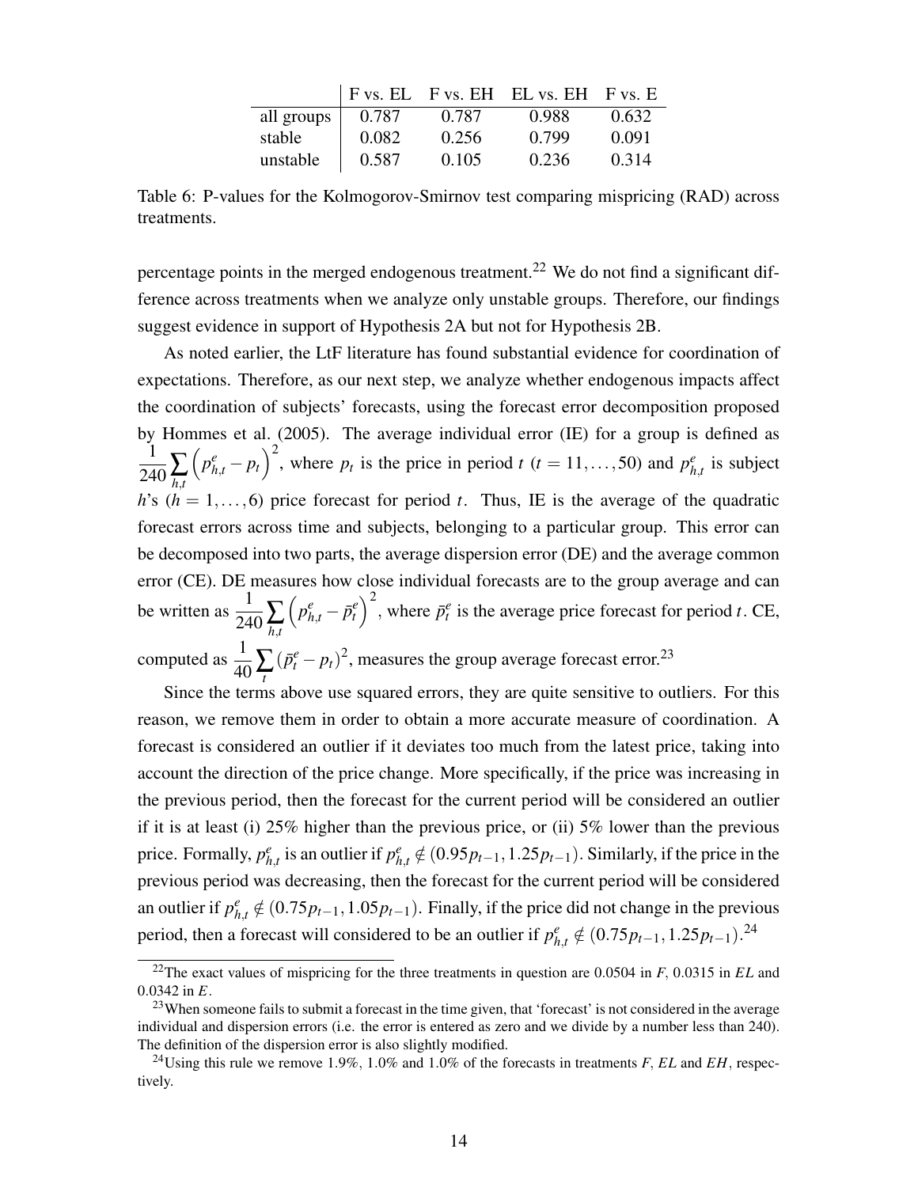|  | F vs. EL | F vs. EH | EL vs. EH | F vs. E |
|---|---|---|---|---|
| all groups | 0.787 | 0.787 | 0.988 | 0.632 |
| stable | 0.082 | 0.256 | 0.799 | 0.091 |
| unstable | 0.587 | 0.105 | 0.236 | 0.314 |

Table 6: P-values for the Kolmogorov-Smirnov test comparing mispricing (RAD) across treatments.

percentage points in the merged endogenous treatment.[22] We do not find a significant difference across treatments when we analyze only unstable groups. Therefore, our findings suggest evidence in support of Hypothesis 2A but not for Hypothesis 2B.

As noted earlier, the LtF literature has found substantial evidence for coordination of expectations. Therefore, as our next step, we analyze whether endogenous impacts affect the coordination of subjects' forecasts, using the forecast error decomposition proposed by Hommes et al. (2005). The average individual error (IE) for a group is defined as $\frac{1}{240}\sum_{h,t}\left(p^e_{h,t}-p_t\right)^2$, where $p_t$ is the price in period $t$ ($t = 11,\ldots,50$) and $p^e_{h,t}$ is subject $h$'s ($h = 1,\ldots,6$) price forecast for period $t$. Thus, IE is the average of the quadratic forecast errors across time and subjects, belonging to a particular group. This error can be decomposed into two parts, the average dispersion error (DE) and the average common error (CE). DE measures how close individual forecasts are to the group average and can be written as $\frac{1}{240}\sum_{h,t}\left(p^e_{h,t}-\bar{p}^e_t\right)^2$, where $\bar{p}^e_t$ is the average price forecast for period $t$. CE, computed as $\frac{1}{40}\sum_{t}\left(\bar{p}^e_t-p_t\right)^2$, measures the group average forecast error.[23]

Since the terms above use squared errors, they are quite sensitive to outliers. For this reason, we remove them in order to obtain a more accurate measure of coordination. A forecast is considered an outlier if it deviates too much from the latest price, taking into account the direction of the price change. More specifically, if the price was increasing in the previous period, then the forecast for the current period will be considered an outlier if it is at least (i) 25% higher than the previous price, or (ii) 5% lower than the previous price. Formally, $p^e_{h,t}$ is an outlier if $p^e_{h,t} \notin (0.95p_{t-1}, 1.25p_{t-1})$. Similarly, if the price in the previous period was decreasing, then the forecast for the current period will be considered an outlier if $p^e_{h,t} \notin (0.75p_{t-1}, 1.05p_{t-1})$. Finally, if the price did not change in the previous period, then a forecast will considered to be an outlier if $p^e_{h,t} \notin (0.75p_{t-1}, 1.25p_{t-1})$.[24]

[22] The exact values of mispricing for the three treatments in question are 0.0504 in *F*, 0.0315 in *EL* and 0.0342 in *E*.

[23] When someone fails to submit a forecast in the time given, that 'forecast' is not considered in the average individual and dispersion errors (i.e. the error is entered as zero and we divide by a number less than 240). The definition of the dispersion error is also slightly modified.

[24] Using this rule we remove 1.9%, 1.0% and 1.0% of the forecasts in treatments *F*, *EL* and *EH*, respectively.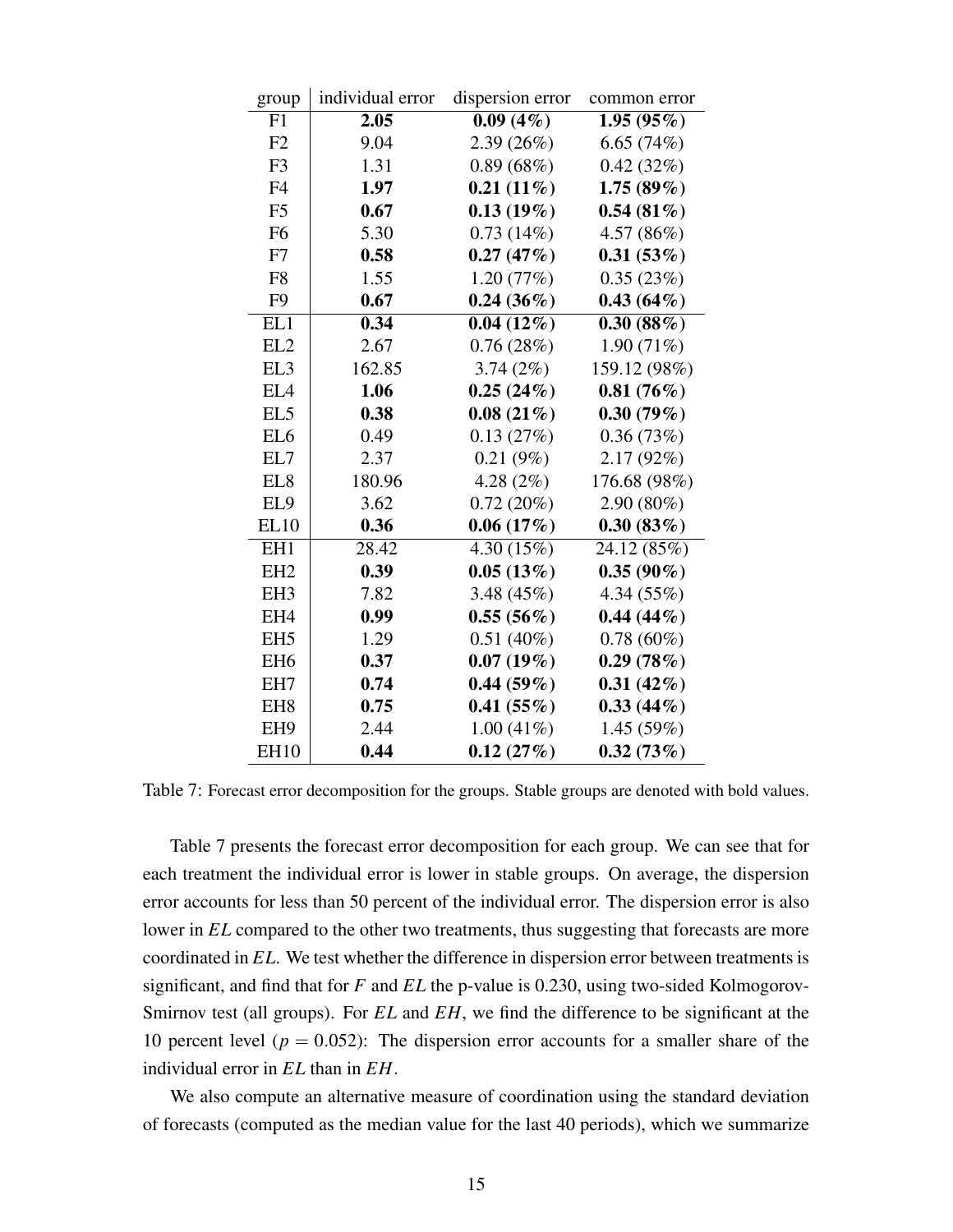| group | individual error | dispersion error | common error |
|---|---|---|---|
| F1 | **2.05** | **0.09 (4%)** | **1.95 (95%)** |
| F2 | 9.04 | 2.39 (26%) | 6.65 (74%) |
| F3 | 1.31 | 0.89 (68%) | 0.42 (32%) |
| F4 | **1.97** | **0.21 (11%)** | **1.75 (89%)** |
| F5 | **0.67** | **0.13 (19%)** | **0.54 (81%)** |
| F6 | 5.30 | 0.73 (14%) | 4.57 (86%) |
| F7 | **0.58** | **0.27 (47%)** | **0.31 (53%)** |
| F8 | 1.55 | 1.20 (77%) | 0.35 (23%) |
| F9 | **0.67** | **0.24 (36%)** | **0.43 (64%)** |
| EL1 | **0.34** | **0.04 (12%)** | **0.30 (88%)** |
| EL2 | 2.67 | 0.76 (28%) | 1.90 (71%) |
| EL3 | 162.85 | 3.74 (2%) | 159.12 (98%) |
| EL4 | **1.06** | **0.25 (24%)** | **0.81 (76%)** |
| EL5 | **0.38** | **0.08 (21%)** | **0.30 (79%)** |
| EL6 | 0.49 | 0.13 (27%) | 0.36 (73%) |
| EL7 | 2.37 | 0.21 (9%) | 2.17 (92%) |
| EL8 | 180.96 | 4.28 (2%) | 176.68 (98%) |
| EL9 | 3.62 | 0.72 (20%) | 2.90 (80%) |
| EL10 | **0.36** | **0.06 (17%)** | **0.30 (83%)** |
| EH1 | 28.42 | 4.30 (15%) | 24.12 (85%) |
| EH2 | **0.39** | **0.05 (13%)** | **0.35 (90%)** |
| EH3 | 7.82 | 3.48 (45%) | 4.34 (55%) |
| EH4 | **0.99** | **0.55 (56%)** | **0.44 (44%)** |
| EH5 | 1.29 | 0.51 (40%) | 0.78 (60%) |
| EH6 | **0.37** | **0.07 (19%)** | **0.29 (78%)** |
| EH7 | **0.74** | **0.44 (59%)** | **0.31 (42%)** |
| EH8 | **0.75** | **0.41 (55%)** | **0.33 (44%)** |
| EH9 | 2.44 | 1.00 (41%) | 1.45 (59%) |
| EH10 | **0.44** | **0.12 (27%)** | **0.32 (73%)** |

Table 7: Forecast error decomposition for the groups. Stable groups are denoted with bold values.

Table 7 presents the forecast error decomposition for each group. We can see that for each treatment the individual error is lower in stable groups. On average, the dispersion error accounts for less than 50 percent of the individual error. The dispersion error is also lower in *EL* compared to the other two treatments, thus suggesting that forecasts are more coordinated in *EL*. We test whether the difference in dispersion error between treatments is significant, and find that for *F* and *EL* the p-value is 0.230, using two-sided Kolmogorov-Smirnov test (all groups). For *EL* and *EH*, we find the difference to be significant at the 10 percent level ($p = 0.052$): The dispersion error accounts for a smaller share of the individual error in *EL* than in *EH*.

We also compute an alternative measure of coordination using the standard deviation of forecasts (computed as the median value for the last 40 periods), which we summarize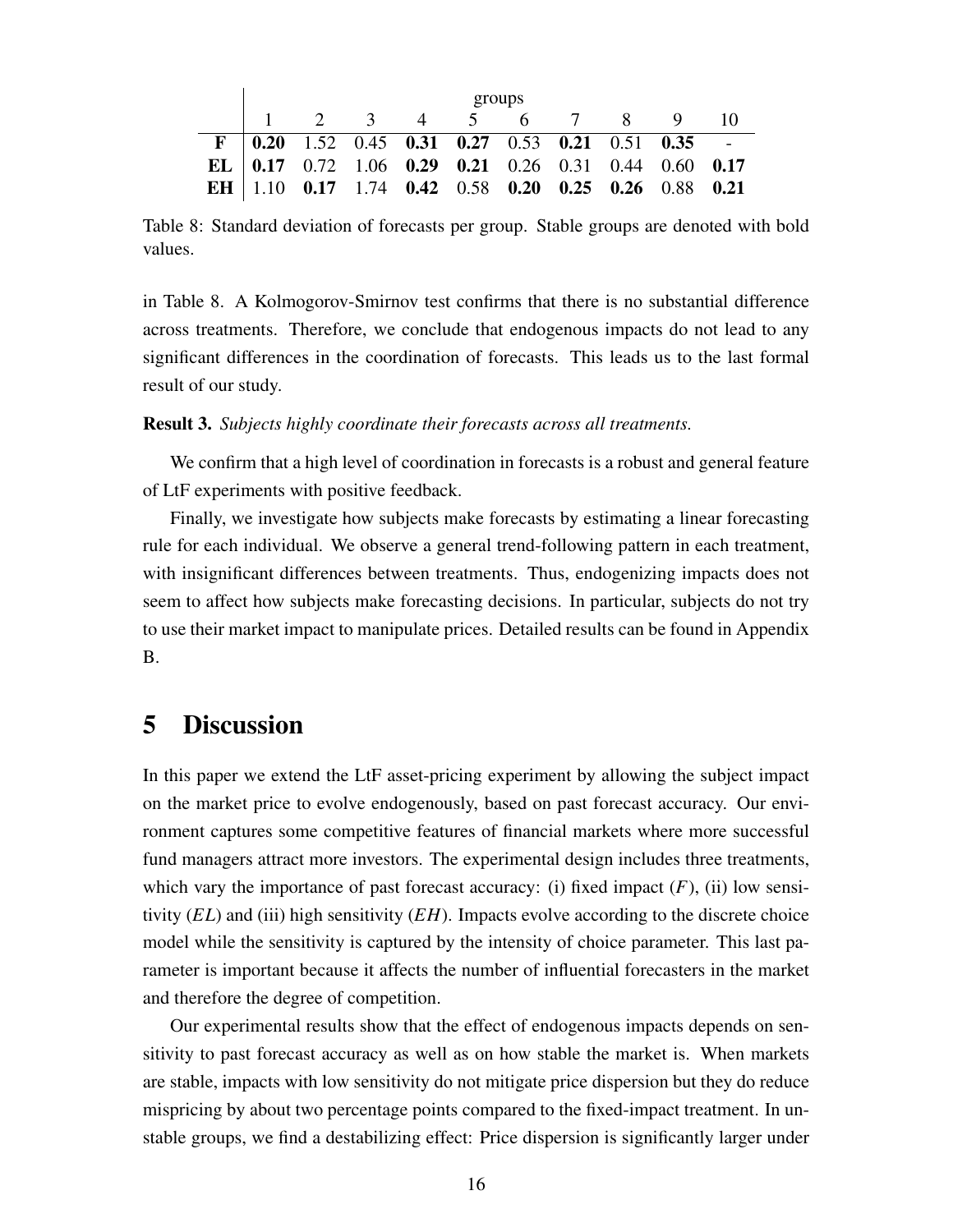| | groups | | | | | | | | | |
|---|---|---|---|---|---|---|---|---|---|---|
| | 1 | 2 | 3 | 4 | 5 | 6 | 7 | 8 | 9 | 10 |
| **F** | **0.20** | 1.52 | 0.45 | **0.31** | **0.27** | 0.53 | **0.21** | 0.51 | **0.35** | - |
| **EL** | **0.17** | 0.72 | 1.06 | **0.29** | **0.21** | 0.26 | 0.31 | 0.44 | 0.60 | **0.17** |
| **EH** | 1.10 | **0.17** | 1.74 | **0.42** | 0.58 | **0.20** | **0.25** | **0.26** | 0.88 | **0.21** |

Table 8: Standard deviation of forecasts per group. Stable groups are denoted with bold values.

in Table 8. A Kolmogorov-Smirnov test confirms that there is no substantial difference across treatments. Therefore, we conclude that endogenous impacts do not lead to any significant differences in the coordination of forecasts. This leads us to the last formal result of our study.

**Result 3.** *Subjects highly coordinate their forecasts across all treatments.*

We confirm that a high level of coordination in forecasts is a robust and general feature of LtF experiments with positive feedback.

Finally, we investigate how subjects make forecasts by estimating a linear forecasting rule for each individual. We observe a general trend-following pattern in each treatment, with insignificant differences between treatments. Thus, endogenizing impacts does not seem to affect how subjects make forecasting decisions. In particular, subjects do not try to use their market impact to manipulate prices. Detailed results can be found in Appendix B.

# 5 Discussion

In this paper we extend the LtF asset-pricing experiment by allowing the subject impact on the market price to evolve endogenously, based on past forecast accuracy. Our environment captures some competitive features of financial markets where more successful fund managers attract more investors. The experimental design includes three treatments, which vary the importance of past forecast accuracy: (i) fixed impact ($F$), (ii) low sensitivity ($EL$) and (iii) high sensitivity ($EH$). Impacts evolve according to the discrete choice model while the sensitivity is captured by the intensity of choice parameter. This last parameter is important because it affects the number of influential forecasters in the market and therefore the degree of competition.

Our experimental results show that the effect of endogenous impacts depends on sensitivity to past forecast accuracy as well as on how stable the market is. When markets are stable, impacts with low sensitivity do not mitigate price dispersion but they do reduce mispricing by about two percentage points compared to the fixed-impact treatment. In unstable groups, we find a destabilizing effect: Price dispersion is significantly larger under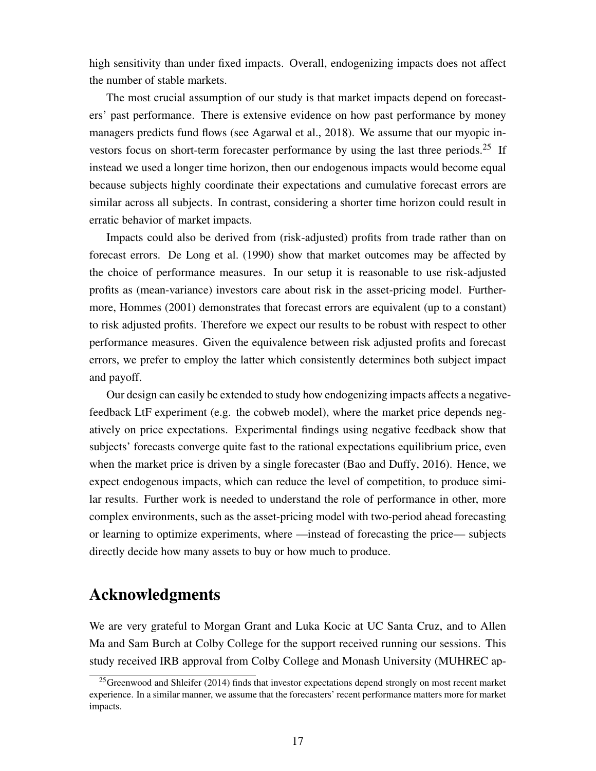high sensitivity than under fixed impacts. Overall, endogenizing impacts does not affect the number of stable markets.

The most crucial assumption of our study is that market impacts depend on forecasters' past performance. There is extensive evidence on how past performance by money managers predicts fund flows (see Agarwal et al., 2018). We assume that our myopic investors focus on short-term forecaster performance by using the last three periods.[25] If instead we used a longer time horizon, then our endogenous impacts would become equal because subjects highly coordinate their expectations and cumulative forecast errors are similar across all subjects. In contrast, considering a shorter time horizon could result in erratic behavior of market impacts.

Impacts could also be derived from (risk-adjusted) profits from trade rather than on forecast errors. De Long et al. (1990) show that market outcomes may be affected by the choice of performance measures. In our setup it is reasonable to use risk-adjusted profits as (mean-variance) investors care about risk in the asset-pricing model. Furthermore, Hommes (2001) demonstrates that forecast errors are equivalent (up to a constant) to risk adjusted profits. Therefore we expect our results to be robust with respect to other performance measures. Given the equivalence between risk adjusted profits and forecast errors, we prefer to employ the latter which consistently determines both subject impact and payoff.

Our design can easily be extended to study how endogenizing impacts affects a negative-feedback LtF experiment (e.g. the cobweb model), where the market price depends negatively on price expectations. Experimental findings using negative feedback show that subjects' forecasts converge quite fast to the rational expectations equilibrium price, even when the market price is driven by a single forecaster (Bao and Duffy, 2016). Hence, we expect endogenous impacts, which can reduce the level of competition, to produce similar results. Further work is needed to understand the role of performance in other, more complex environments, such as the asset-pricing model with two-period ahead forecasting or learning to optimize experiments, where —instead of forecasting the price— subjects directly decide how many assets to buy or how much to produce.

## Acknowledgments

We are very grateful to Morgan Grant and Luka Kocic at UC Santa Cruz, and to Allen Ma and Sam Burch at Colby College for the support received running our sessions. This study received IRB approval from Colby College and Monash University (MUHREC ap-

[25] Greenwood and Shleifer (2014) finds that investor expectations depend strongly on most recent market experience. In a similar manner, we assume that the forecasters' recent performance matters more for market impacts.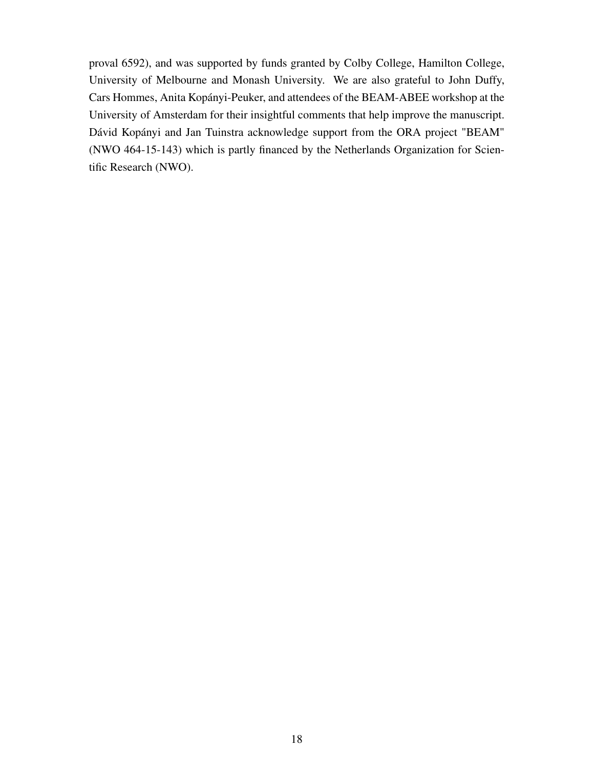proval 6592), and was supported by funds granted by Colby College, Hamilton College, University of Melbourne and Monash University. We are also grateful to John Duffy, Cars Hommes, Anita Kopányi-Peuker, and attendees of the BEAM-ABEE workshop at the University of Amsterdam for their insightful comments that help improve the manuscript. Dávid Kopányi and Jan Tuinstra acknowledge support from the ORA project "BEAM" (NWO 464-15-143) which is partly financed by the Netherlands Organization for Scientific Research (NWO).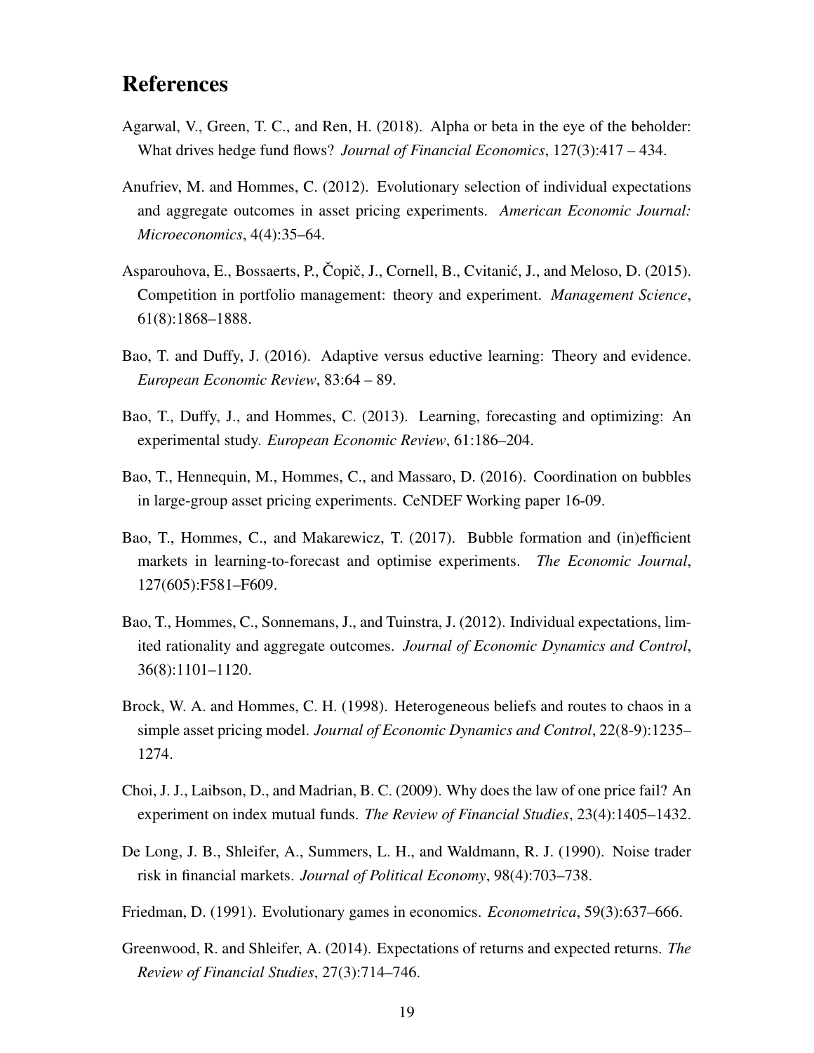# References

Agarwal, V., Green, T. C., and Ren, H. (2018). Alpha or beta in the eye of the beholder: What drives hedge fund flows? *Journal of Financial Economics*, 127(3):417 – 434.

Anufriev, M. and Hommes, C. (2012). Evolutionary selection of individual expectations and aggregate outcomes in asset pricing experiments. *American Economic Journal: Microeconomics*, 4(4):35–64.

Asparouhova, E., Bossaerts, P., Čopič, J., Cornell, B., Cvitanić, J., and Meloso, D. (2015). Competition in portfolio management: theory and experiment. *Management Science*, 61(8):1868–1888.

Bao, T. and Duffy, J. (2016). Adaptive versus eductive learning: Theory and evidence. *European Economic Review*, 83:64 – 89.

Bao, T., Duffy, J., and Hommes, C. (2013). Learning, forecasting and optimizing: An experimental study. *European Economic Review*, 61:186–204.

Bao, T., Hennequin, M., Hommes, C., and Massaro, D. (2016). Coordination on bubbles in large-group asset pricing experiments. CeNDEF Working paper 16-09.

Bao, T., Hommes, C., and Makarewicz, T. (2017). Bubble formation and (in)efficient markets in learning-to-forecast and optimise experiments. *The Economic Journal*, 127(605):F581–F609.

Bao, T., Hommes, C., Sonnemans, J., and Tuinstra, J. (2012). Individual expectations, limited rationality and aggregate outcomes. *Journal of Economic Dynamics and Control*, 36(8):1101–1120.

Brock, W. A. and Hommes, C. H. (1998). Heterogeneous beliefs and routes to chaos in a simple asset pricing model. *Journal of Economic Dynamics and Control*, 22(8-9):1235–1274.

Choi, J. J., Laibson, D., and Madrian, B. C. (2009). Why does the law of one price fail? An experiment on index mutual funds. *The Review of Financial Studies*, 23(4):1405–1432.

De Long, J. B., Shleifer, A., Summers, L. H., and Waldmann, R. J. (1990). Noise trader risk in financial markets. *Journal of Political Economy*, 98(4):703–738.

Friedman, D. (1991). Evolutionary games in economics. *Econometrica*, 59(3):637–666.

Greenwood, R. and Shleifer, A. (2014). Expectations of returns and expected returns. *The Review of Financial Studies*, 27(3):714–746.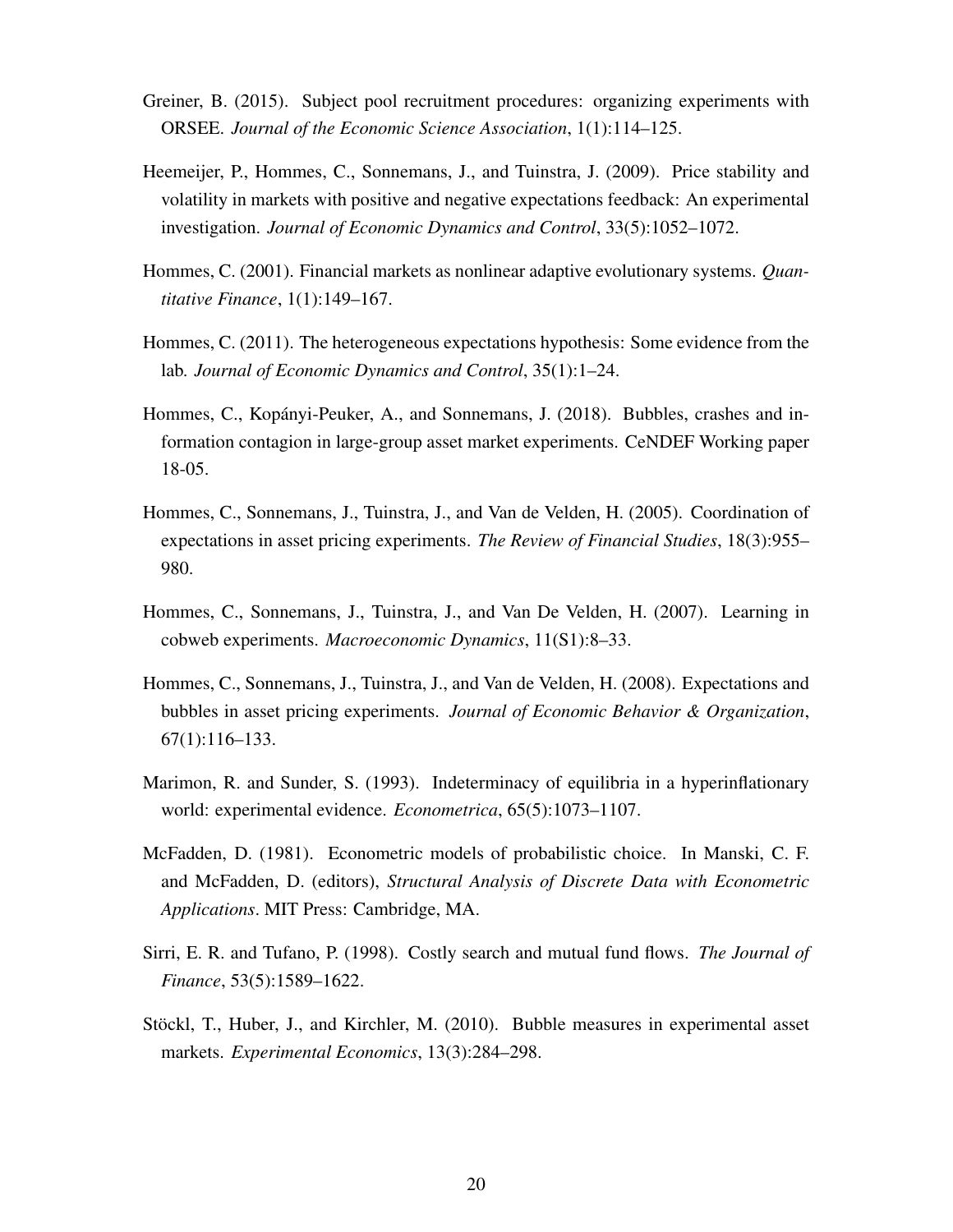Greiner, B. (2015). Subject pool recruitment procedures: organizing experiments with ORSEE. *Journal of the Economic Science Association*, 1(1):114–125.

Heemeijer, P., Hommes, C., Sonnemans, J., and Tuinstra, J. (2009). Price stability and volatility in markets with positive and negative expectations feedback: An experimental investigation. *Journal of Economic Dynamics and Control*, 33(5):1052–1072.

Hommes, C. (2001). Financial markets as nonlinear adaptive evolutionary systems. *Quantitative Finance*, 1(1):149–167.

Hommes, C. (2011). The heterogeneous expectations hypothesis: Some evidence from the lab. *Journal of Economic Dynamics and Control*, 35(1):1–24.

Hommes, C., Kopányi-Peuker, A., and Sonnemans, J. (2018). Bubbles, crashes and information contagion in large-group asset market experiments. CeNDEF Working paper 18-05.

Hommes, C., Sonnemans, J., Tuinstra, J., and Van de Velden, H. (2005). Coordination of expectations in asset pricing experiments. *The Review of Financial Studies*, 18(3):955–980.

Hommes, C., Sonnemans, J., Tuinstra, J., and Van De Velden, H. (2007). Learning in cobweb experiments. *Macroeconomic Dynamics*, 11(S1):8–33.

Hommes, C., Sonnemans, J., Tuinstra, J., and Van de Velden, H. (2008). Expectations and bubbles in asset pricing experiments. *Journal of Economic Behavior & Organization*, 67(1):116–133.

Marimon, R. and Sunder, S. (1993). Indeterminacy of equilibria in a hyperinflationary world: experimental evidence. *Econometrica*, 65(5):1073–1107.

McFadden, D. (1981). Econometric models of probabilistic choice. In Manski, C. F. and McFadden, D. (editors), *Structural Analysis of Discrete Data with Econometric Applications*. MIT Press: Cambridge, MA.

Sirri, E. R. and Tufano, P. (1998). Costly search and mutual fund flows. *The Journal of Finance*, 53(5):1589–1622.

Stöckl, T., Huber, J., and Kirchler, M. (2010). Bubble measures in experimental asset markets. *Experimental Economics*, 13(3):284–298.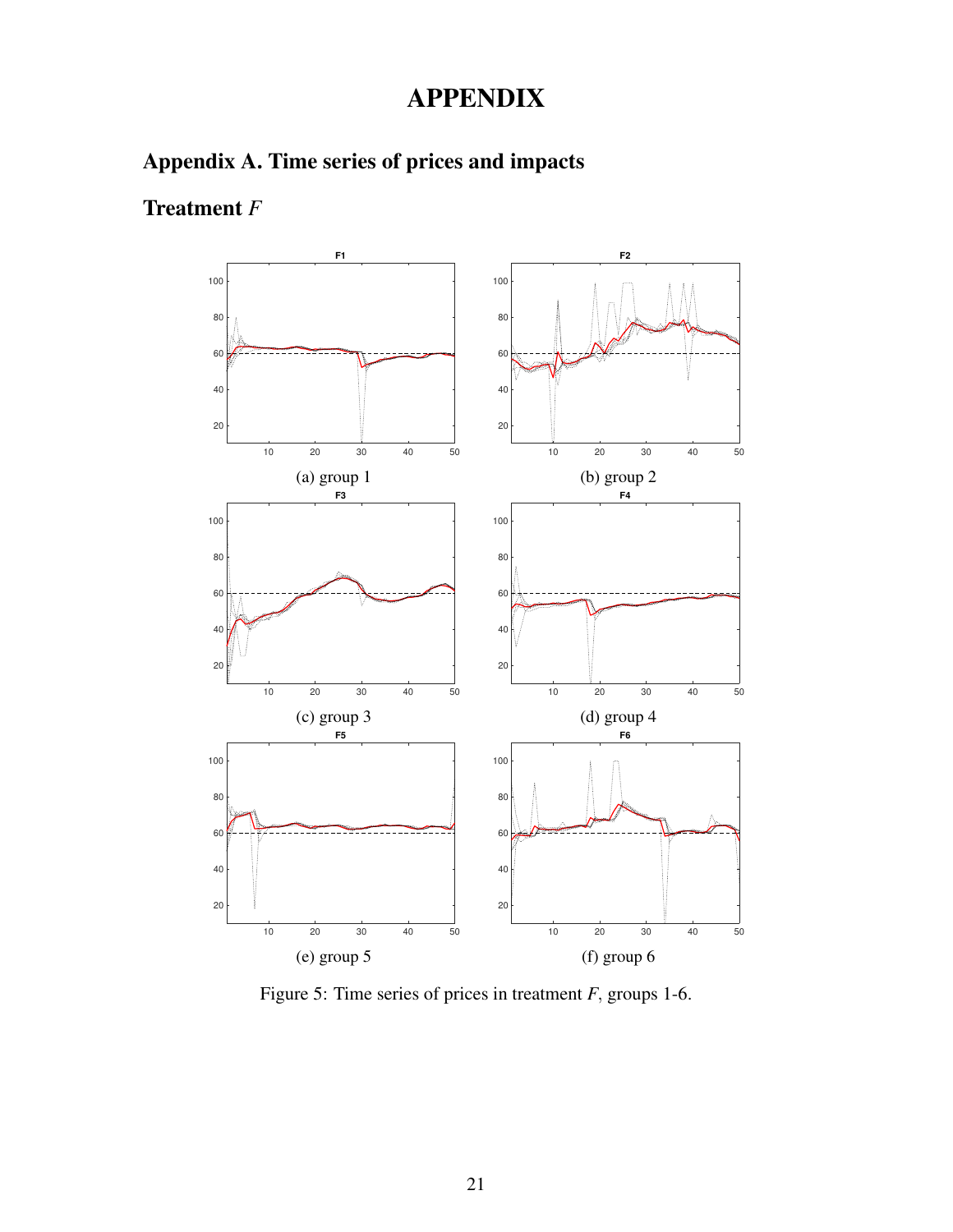# APPENDIX

## Appendix A. Time series of prices and impacts

### Treatment *F*

(a) group 1

(b) group 2

(c) group 3

(d) group 4

(e) group 5

(f) group 6

Figure 5: Time series of prices in treatment *F*, groups 1-6.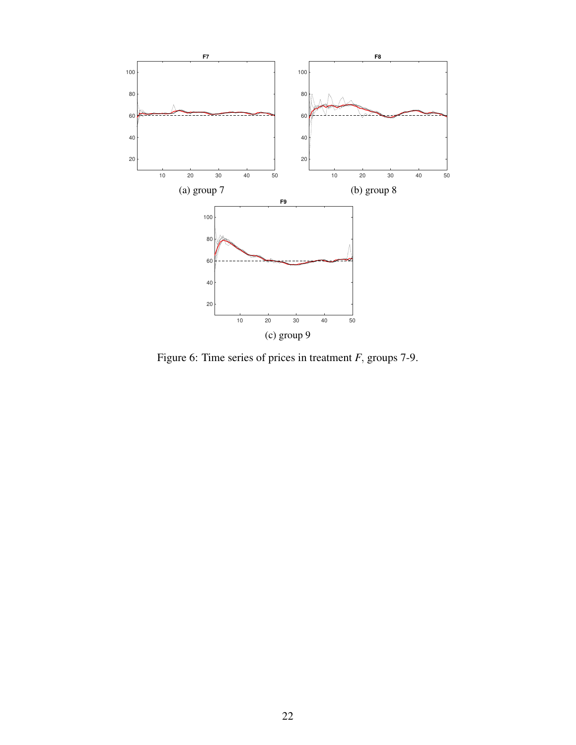(a) group 7

(b) group 8

(c) group 9

Figure 6: Time series of prices in treatment *F*, groups 7-9.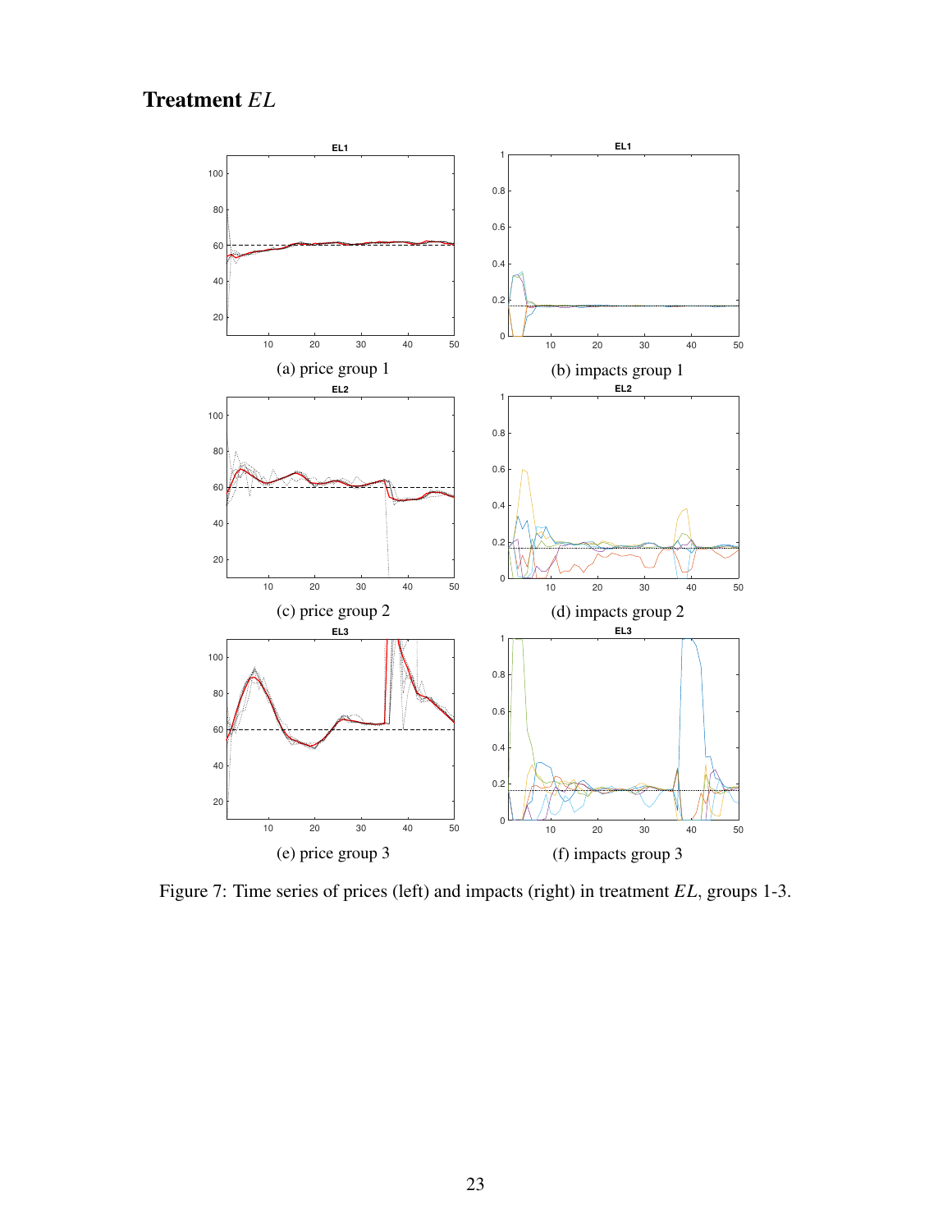# Treatment *EL*

(a) price group 1

(b) impacts group 1

(c) price group 2

(d) impacts group 2

(e) price group 3

(f) impacts group 3

Figure 7: Time series of prices (left) and impacts (right) in treatment *EL*, groups 1-3.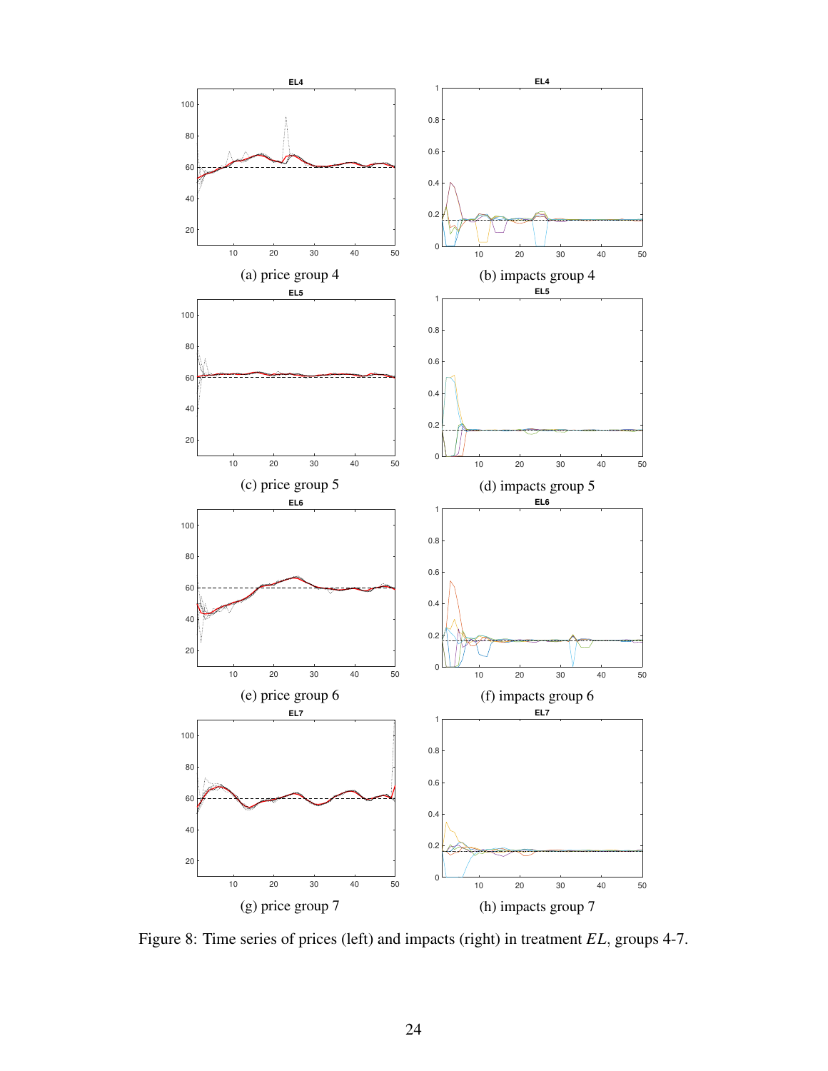(a) price group 4

(b) impacts group 4

(c) price group 5

(d) impacts group 5

(e) price group 6

(f) impacts group 6

(g) price group 7

(h) impacts group 7

Figure 8: Time series of prices (left) and impacts (right) in treatment *EL*, groups 4-7.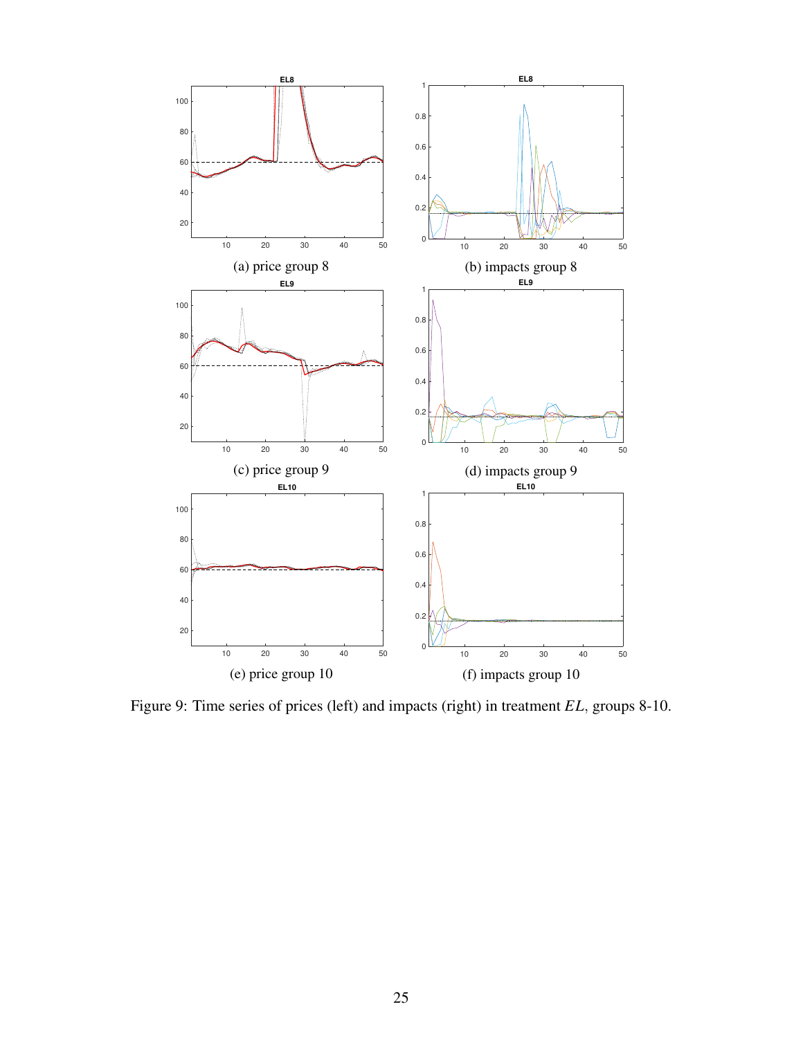(a) price group 8

(b) impacts group 8

(c) price group 9

(d) impacts group 9

(e) price group 10

(f) impacts group 10

Figure 9: Time series of prices (left) and impacts (right) in treatment *EL*, groups 8-10.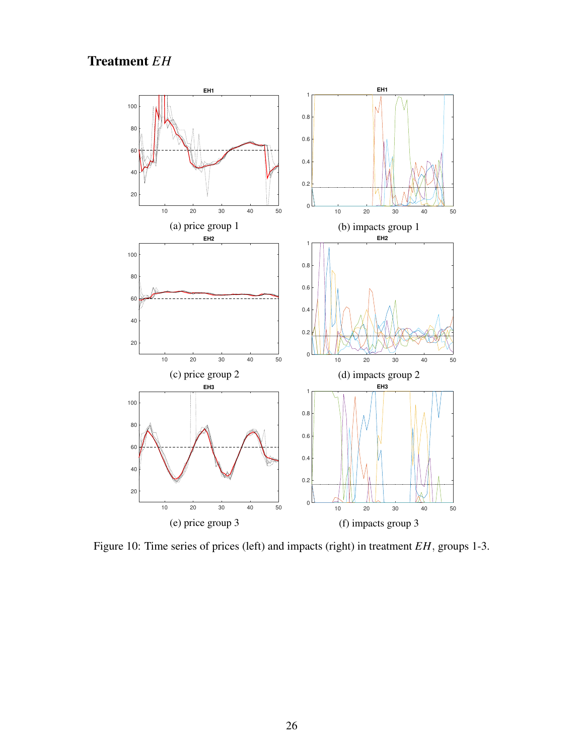## Treatment *EH*

(a) price group 1

(b) impacts group 1

(c) price group 2

(d) impacts group 2

(e) price group 3

(f) impacts group 3

Figure 10: Time series of prices (left) and impacts (right) in treatment *EH*, groups 1-3.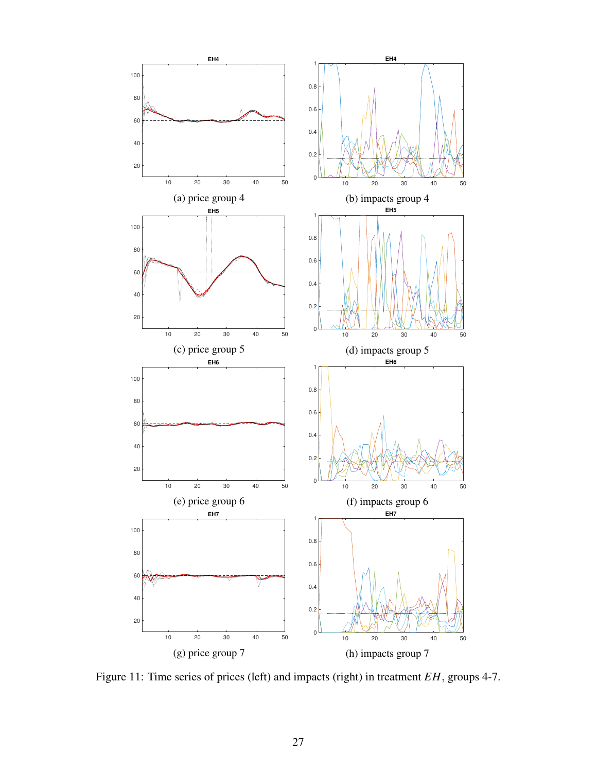(a) price group 4

(b) impacts group 4

(c) price group 5

(d) impacts group 5

(e) price group 6

(f) impacts group 6

(g) price group 7

(h) impacts group 7

Figure 11: Time series of prices (left) and impacts (right) in treatment *EH*, groups 4-7.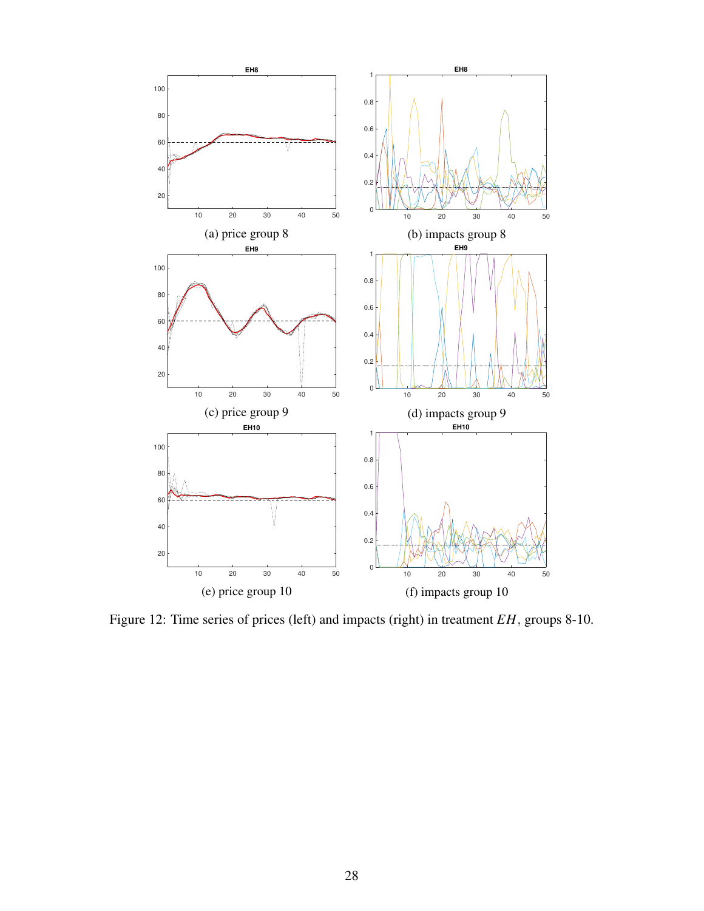(a) price group 8

(b) impacts group 8

(c) price group 9

(d) impacts group 9

(e) price group 10

(f) impacts group 10

Figure 12: Time series of prices (left) and impacts (right) in treatment $EH$, groups 8-10.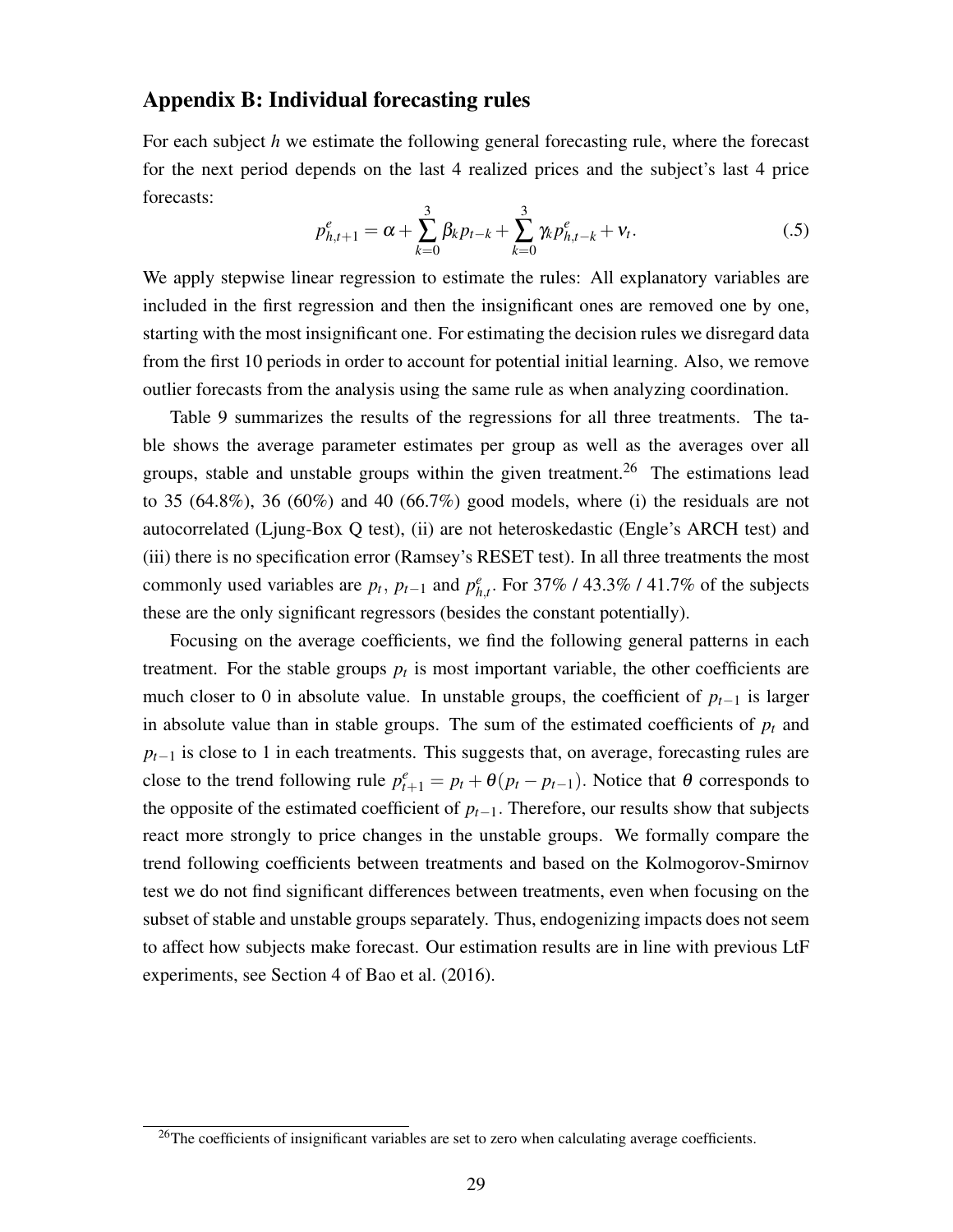## Appendix B: Individual forecasting rules

For each subject $h$ we estimate the following general forecasting rule, where the forecast for the next period depends on the last 4 realized prices and the subject's last 4 price forecasts:

$$p^e_{h,t+1} = \alpha + \sum_{k=0}^{3} \beta_k p_{t-k} + \sum_{k=0}^{3} \gamma_k p^e_{h,t-k} + \nu_t. \tag{.5}$$

We apply stepwise linear regression to estimate the rules: All explanatory variables are included in the first regression and then the insignificant ones are removed one by one, starting with the most insignificant one. For estimating the decision rules we disregard data from the first 10 periods in order to account for potential initial learning. Also, we remove outlier forecasts from the analysis using the same rule as when analyzing coordination.

Table 9 summarizes the results of the regressions for all three treatments. The table shows the average parameter estimates per group as well as the averages over all groups, stable and unstable groups within the given treatment.[26] The estimations lead to 35 (64.8%), 36 (60%) and 40 (66.7%) good models, where (i) the residuals are not autocorrelated (Ljung-Box Q test), (ii) are not heteroskedastic (Engle's ARCH test) and (iii) there is no specification error (Ramsey's RESET test). In all three treatments the most commonly used variables are $p_t$, $p_{t-1}$ and $p^e_{h,t}$. For 37% / 43.3% / 41.7% of the subjects these are the only significant regressors (besides the constant potentially).

Focusing on the average coefficients, we find the following general patterns in each treatment. For the stable groups $p_t$ is most important variable, the other coefficients are much closer to 0 in absolute value. In unstable groups, the coefficient of $p_{t-1}$ is larger in absolute value than in stable groups. The sum of the estimated coefficients of $p_t$ and $p_{t-1}$ is close to 1 in each treatments. This suggests that, on average, forecasting rules are close to the trend following rule $p^e_{t+1} = p_t + \theta(p_t - p_{t-1})$. Notice that $\theta$ corresponds to the opposite of the estimated coefficient of $p_{t-1}$. Therefore, our results show that subjects react more strongly to price changes in the unstable groups. We formally compare the trend following coefficients between treatments and based on the Kolmogorov-Smirnov test we do not find significant differences between treatments, even when focusing on the subset of stable and unstable groups separately. Thus, endogenizing impacts does not seem to affect how subjects make forecast. Our estimation results are in line with previous LtF experiments, see Section 4 of Bao et al. (2016).

[26] The coefficients of insignificant variables are set to zero when calculating average coefficients.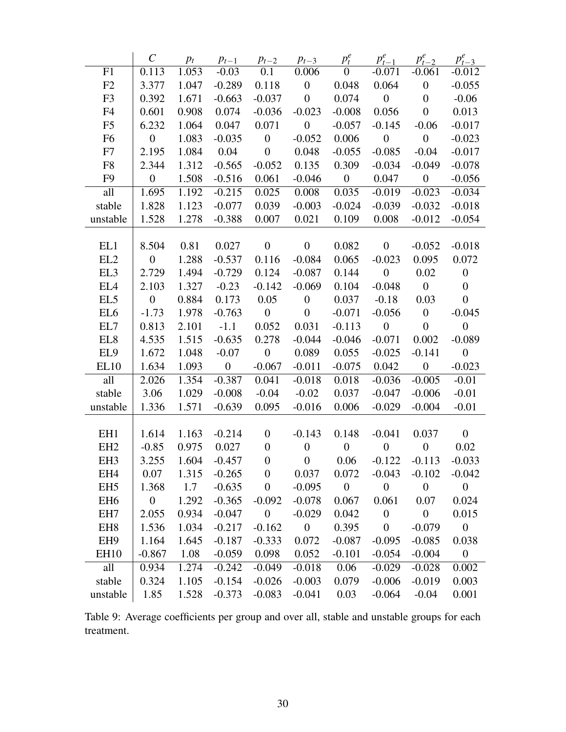|  | $C$ | $p_t$ | $p_{t-1}$ | $p_{t-2}$ | $p_{t-3}$ | $p^e_t$ | $p^e_{t-1}$ | $p^e_{t-2}$ | $p^e_{t-3}$ |
|---|---|---|---|---|---|---|---|---|---|
| F1 | 0.113 | 1.053 | -0.03 | 0.1 | 0.006 | 0 | -0.071 | -0.061 | -0.012 |
| F2 | 3.377 | 1.047 | -0.289 | 0.118 | 0 | 0.048 | 0.064 | 0 | -0.055 |
| F3 | 0.392 | 1.671 | -0.663 | -0.037 | 0 | 0.074 | 0 | 0 | -0.06 |
| F4 | 0.601 | 0.908 | 0.074 | -0.036 | -0.023 | -0.008 | 0.056 | 0 | 0.013 |
| F5 | 6.232 | 1.064 | 0.047 | 0.071 | 0 | -0.057 | -0.145 | -0.06 | -0.017 |
| F6 | 0 | 1.083 | -0.035 | 0 | -0.052 | 0.006 | 0 | 0 | -0.023 |
| F7 | 2.195 | 1.084 | 0.04 | 0 | 0.048 | -0.055 | -0.085 | -0.04 | -0.017 |
| F8 | 2.344 | 1.312 | -0.565 | -0.052 | 0.135 | 0.309 | -0.034 | -0.049 | -0.078 |
| F9 | 0 | 1.508 | -0.516 | 0.061 | -0.046 | 0 | 0.047 | 0 | -0.056 |
| all | 1.695 | 1.192 | -0.215 | 0.025 | 0.008 | 0.035 | -0.019 | -0.023 | -0.034 |
| stable | 1.828 | 1.123 | -0.077 | 0.039 | -0.003 | -0.024 | -0.039 | -0.032 | -0.018 |
| unstable | 1.528 | 1.278 | -0.388 | 0.007 | 0.021 | 0.109 | 0.008 | -0.012 | -0.054 |
|  |  |  |  |  |  |  |  |  |  |
| EL1 | 8.504 | 0.81 | 0.027 | 0 | 0 | 0.082 | 0 | -0.052 | -0.018 |
| EL2 | 0 | 1.288 | -0.537 | 0.116 | -0.084 | 0.065 | -0.023 | 0.095 | 0.072 |
| EL3 | 2.729 | 1.494 | -0.729 | 0.124 | -0.087 | 0.144 | 0 | 0.02 | 0 |
| EL4 | 2.103 | 1.327 | -0.23 | -0.142 | -0.069 | 0.104 | -0.048 | 0 | 0 |
| EL5 | 0 | 0.884 | 0.173 | 0.05 | 0 | 0.037 | -0.18 | 0.03 | 0 |
| EL6 | -1.73 | 1.978 | -0.763 | 0 | 0 | -0.071 | -0.056 | 0 | -0.045 |
| EL7 | 0.813 | 2.101 | -1.1 | 0.052 | 0.031 | -0.113 | 0 | 0 | 0 |
| EL8 | 4.535 | 1.515 | -0.635 | 0.278 | -0.044 | -0.046 | -0.071 | 0.002 | -0.089 |
| EL9 | 1.672 | 1.048 | -0.07 | 0 | 0.089 | 0.055 | -0.025 | -0.141 | 0 |
| EL10 | 1.634 | 1.093 | 0 | -0.067 | -0.011 | -0.075 | 0.042 | 0 | -0.023 |
| all | 2.026 | 1.354 | -0.387 | 0.041 | -0.018 | 0.018 | -0.036 | -0.005 | -0.01 |
| stable | 3.06 | 1.029 | -0.008 | -0.04 | -0.02 | 0.037 | -0.047 | -0.006 | -0.01 |
| unstable | 1.336 | 1.571 | -0.639 | 0.095 | -0.016 | 0.006 | -0.029 | -0.004 | -0.01 |
|  |  |  |  |  |  |  |  |  |  |
| EH1 | 1.614 | 1.163 | -0.214 | 0 | -0.143 | 0.148 | -0.041 | 0.037 | 0 |
| EH2 | -0.85 | 0.975 | 0.027 | 0 | 0 | 0 | 0 | 0 | 0.02 |
| EH3 | 3.255 | 1.604 | -0.457 | 0 | 0 | 0.06 | -0.122 | -0.113 | -0.033 |
| EH4 | 0.07 | 1.315 | -0.265 | 0 | 0.037 | 0.072 | -0.043 | -0.102 | -0.042 |
| EH5 | 1.368 | 1.7 | -0.635 | 0 | -0.095 | 0 | 0 | 0 | 0 |
| EH6 | 0 | 1.292 | -0.365 | -0.092 | -0.078 | 0.067 | 0.061 | 0.07 | 0.024 |
| EH7 | 2.055 | 0.934 | -0.047 | 0 | -0.029 | 0.042 | 0 | 0 | 0.015 |
| EH8 | 1.536 | 1.034 | -0.217 | -0.162 | 0 | 0.395 | 0 | -0.079 | 0 |
| EH9 | 1.164 | 1.645 | -0.187 | -0.333 | 0.072 | -0.087 | -0.095 | -0.085 | 0.038 |
| EH10 | -0.867 | 1.08 | -0.059 | 0.098 | 0.052 | -0.101 | -0.054 | -0.004 | 0 |
| all | 0.934 | 1.274 | -0.242 | -0.049 | -0.018 | 0.06 | -0.029 | -0.028 | 0.002 |
| stable | 0.324 | 1.105 | -0.154 | -0.026 | -0.003 | 0.079 | -0.006 | -0.019 | 0.003 |
| unstable | 1.85 | 1.528 | -0.373 | -0.083 | -0.041 | 0.03 | -0.064 | -0.04 | 0.001 |

Table 9: Average coefficients per group and over all, stable and unstable groups for each treatment.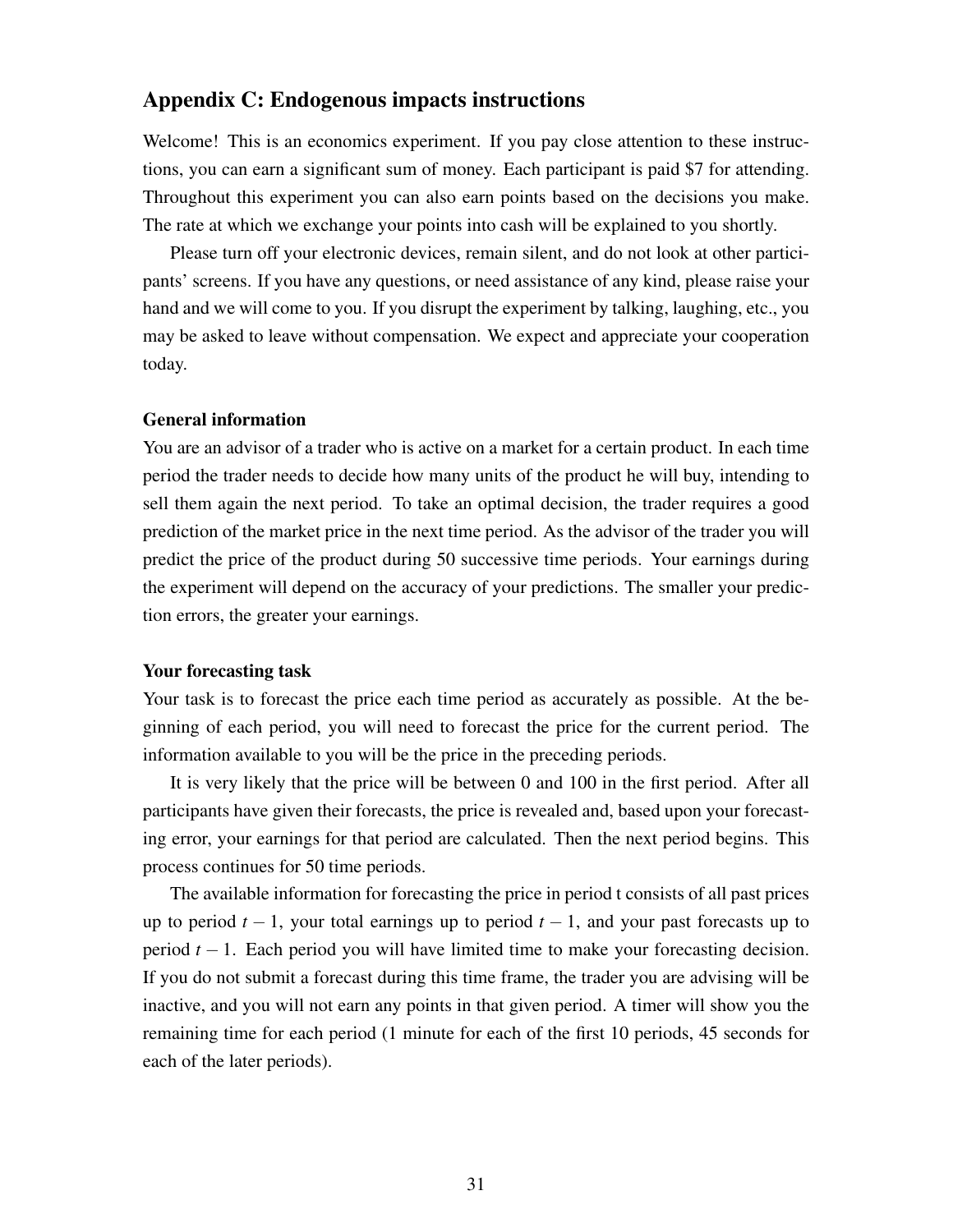## Appendix C: Endogenous impacts instructions

Welcome! This is an economics experiment. If you pay close attention to these instructions, you can earn a significant sum of money. Each participant is paid $7 for attending. Throughout this experiment you can also earn points based on the decisions you make. The rate at which we exchange your points into cash will be explained to you shortly.

Please turn off your electronic devices, remain silent, and do not look at other participants' screens. If you have any questions, or need assistance of any kind, please raise your hand and we will come to you. If you disrupt the experiment by talking, laughing, etc., you may be asked to leave without compensation. We expect and appreciate your cooperation today.

**General information**

You are an advisor of a trader who is active on a market for a certain product. In each time period the trader needs to decide how many units of the product he will buy, intending to sell them again the next period. To take an optimal decision, the trader requires a good prediction of the market price in the next time period. As the advisor of the trader you will predict the price of the product during 50 successive time periods. Your earnings during the experiment will depend on the accuracy of your predictions. The smaller your prediction errors, the greater your earnings.

**Your forecasting task**

Your task is to forecast the price each time period as accurately as possible. At the beginning of each period, you will need to forecast the price for the current period. The information available to you will be the price in the preceding periods.

It is very likely that the price will be between 0 and 100 in the first period. After all participants have given their forecasts, the price is revealed and, based upon your forecasting error, your earnings for that period are calculated. Then the next period begins. This process continues for 50 time periods.

The available information for forecasting the price in period t consists of all past prices up to period $t-1$, your total earnings up to period $t-1$, and your past forecasts up to period $t-1$. Each period you will have limited time to make your forecasting decision. If you do not submit a forecast during this time frame, the trader you are advising will be inactive, and you will not earn any points in that given period. A timer will show you the remaining time for each period (1 minute for each of the first 10 periods, 45 seconds for each of the later periods).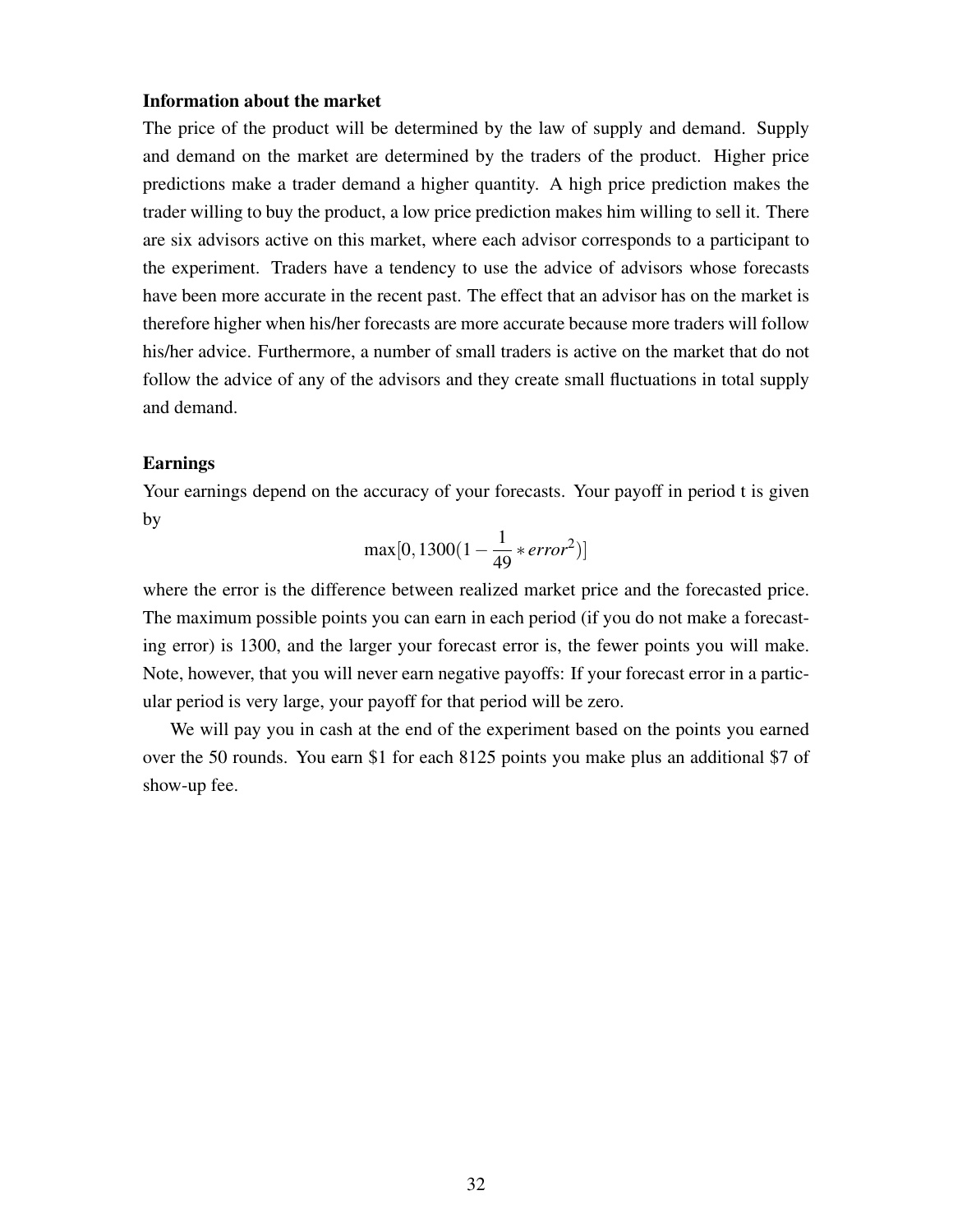**Information about the market**

The price of the product will be determined by the law of supply and demand. Supply and demand on the market are determined by the traders of the product. Higher price predictions make a trader demand a higher quantity. A high price prediction makes the trader willing to buy the product, a low price prediction makes him willing to sell it. There are six advisors active on this market, where each advisor corresponds to a participant to the experiment. Traders have a tendency to use the advice of advisors whose forecasts have been more accurate in the recent past. The effect that an advisor has on the market is therefore higher when his/her forecasts are more accurate because more traders will follow his/her advice. Furthermore, a number of small traders is active on the market that do not follow the advice of any of the advisors and they create small fluctuations in total supply and demand.

**Earnings**

Your earnings depend on the accuracy of your forecasts. Your payoff in period t is given by

$$\max[0, 1300(1 - \frac{1}{49} * error^2)]$$

where the error is the difference between realized market price and the forecasted price. The maximum possible points you can earn in each period (if you do not make a forecasting error) is 1300, and the larger your forecast error is, the fewer points you will make. Note, however, that you will never earn negative payoffs: If your forecast error in a particular period is very large, your payoff for that period will be zero.

We will pay you in cash at the end of the experiment based on the points you earned over the 50 rounds. You earn $1 for each 8125 points you make plus an additional $7 of show-up fee.